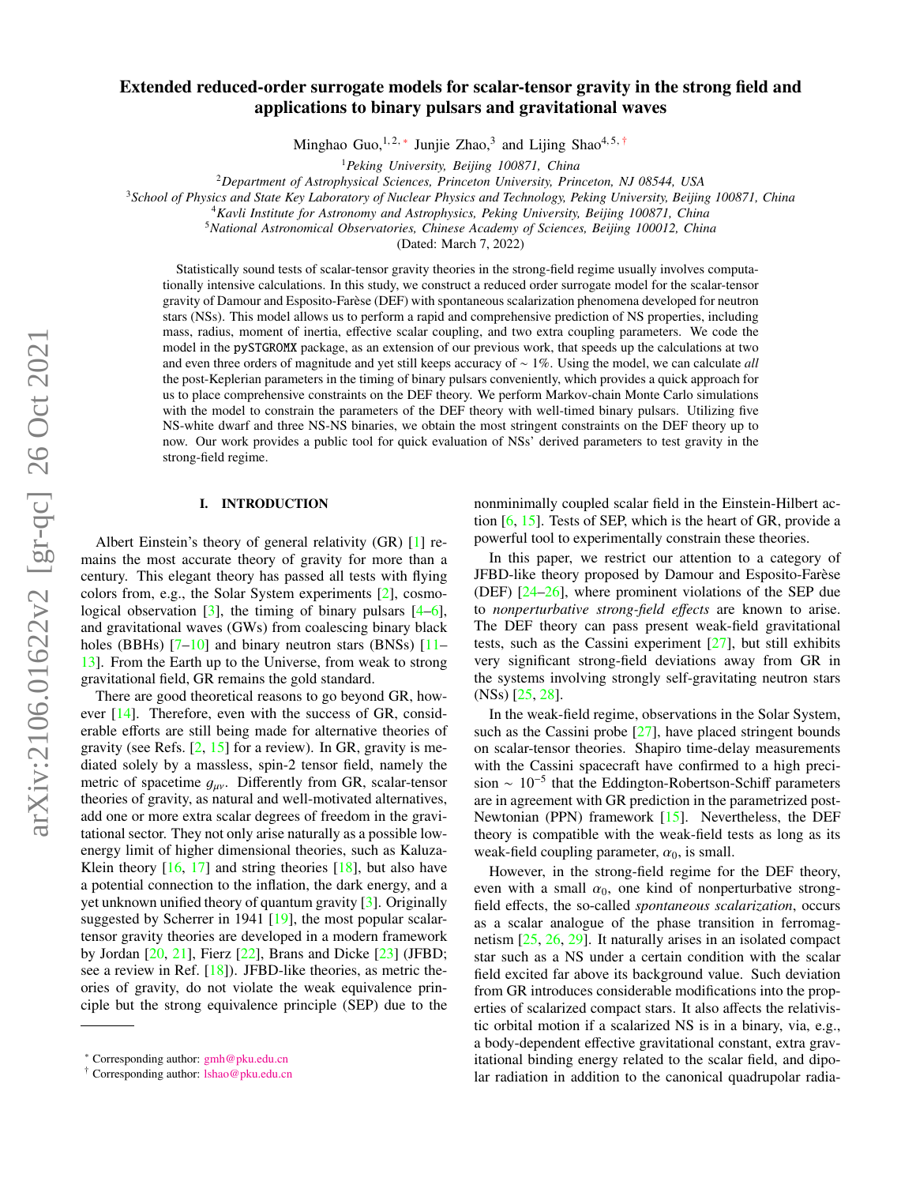# Extended reduced-order surrogate models for scalar-tensor gravity in the strong field and applications to binary pulsars and gravitational waves

Minghao Guo,[1,2,*] Junjie Zhao,[3] and Lijing Shao[4,5,†]

[1] *Peking University, Beijing 100871, China*
[2] *Department of Astrophysical Sciences, Princeton University, Princeton, NJ 08544, USA*
[3] *School of Physics and State Key Laboratory of Nuclear Physics and Technology, Peking University, Beijing 100871, China*
[4] *Kavli Institute for Astronomy and Astrophysics, Peking University, Beijing 100871, China*
[5] *National Astronomical Observatories, Chinese Academy of Sciences, Beijing 100012, China*

(Dated: March 7, 2022)

Statistically sound tests of scalar-tensor gravity theories in the strong-field regime usually involves computationally intensive calculations. In this study, we construct a reduced order surrogate model for the scalar-tensor gravity of Damour and Esposito-Farèse (DEF) with spontaneous scalarization phenomena developed for neutron stars (NSs). This model allows us to perform a rapid and comprehensive prediction of NS properties, including mass, radius, moment of inertia, effective scalar coupling, and two extra coupling parameters. We code the model in the pySTGROMX package, as an extension of our previous work, that speeds up the calculations at two and even three orders of magnitude and yet still keeps accuracy of $\sim 1\%$. Using the model, we can calculate *all* the post-Keplerian parameters in the timing of binary pulsars conveniently, which provides a quick approach for us to place comprehensive constraints on the DEF theory. We perform Markov-chain Monte Carlo simulations with the model to constrain the parameters of the DEF theory with well-timed binary pulsars. Utilizing five NS-white dwarf and three NS-NS binaries, we obtain the most stringent constraints on the DEF theory up to now. Our work provides a public tool for quick evaluation of NSs' derived parameters to test gravity in the strong-field regime.

## I. INTRODUCTION

Albert Einstein's theory of general relativity (GR) [1] remains the most accurate theory of gravity for more than a century. This elegant theory has passed all tests with flying colors from, e.g., the Solar System experiments [2], cosmological observation [3], the timing of binary pulsars [4–6], and gravitational waves (GWs) from coalescing binary black holes (BBHs) [7–10] and binary neutron stars (BNSs) [11–13]. From the Earth up to the Universe, from weak to strong gravitational field, GR remains the gold standard.

There are good theoretical reasons to go beyond GR, however [14]. Therefore, even with the success of GR, considerable efforts are still being made for alternative theories of gravity (see Refs. [2, 15] for a review). In GR, gravity is mediated solely by a massless, spin-2 tensor field, namely the metric of spacetime $g_{\mu\nu}$. Differently from GR, scalar-tensor theories of gravity, as natural and well-motivated alternatives, add one or more extra scalar degrees of freedom in the gravitational sector. They not only arise naturally as a possible low-energy limit of higher dimensional theories, such as Kaluza-Klein theory [16, 17] and string theories [18], but also have a potential connection to the inflation, the dark energy, and a yet unknown unified theory of quantum gravity [3]. Originally suggested by Scherrer in 1941 [19], the most popular scalar-tensor gravity theories are developed in a modern framework by Jordan [20, 21], Fierz [22], Brans and Dicke [23] (JFBD; see a review in Ref. [18]). JFBD-like theories, as metric theories of gravity, do not violate the weak equivalence principle but the strong equivalence principle (SEP) due to the nonminimally coupled scalar field in the Einstein-Hilbert action [6, 15]. Tests of SEP, which is the heart of GR, provide a powerful tool to experimentally constrain these theories.

In this paper, we restrict our attention to a category of JFBD-like theory proposed by Damour and Esposito-Farèse (DEF) [24–26], where prominent violations of the SEP due to *nonperturbative strong-field effects* are known to arise. The DEF theory can pass present weak-field gravitational tests, such as the Cassini experiment [27], but still exhibits very significant strong-field deviations away from GR in the systems involving strongly self-gravitating neutron stars (NSs) [25, 28].

In the weak-field regime, observations in the Solar System, such as the Cassini probe [27], have placed stringent bounds on scalar-tensor theories. Shapiro time-delay measurements with the Cassini spacecraft have confirmed to a high precision $\sim 10^{-5}$ that the Eddington-Robertson-Schiff parameters are in agreement with GR prediction in the parametrized post-Newtonian (PPN) framework [15]. Nevertheless, the DEF theory is compatible with the weak-field tests as long as its weak-field coupling parameter, $\alpha_0$, is small.

However, in the strong-field regime for the DEF theory, even with a small $\alpha_0$, one kind of nonperturbative strong-field effects, the so-called *spontaneous scalarization*, occurs as a scalar analogue of the phase transition in ferromagnetism [25, 26, 29]. It naturally arises in an isolated compact star such as a NS under a certain condition with the scalar field excited far above its background value. Such deviation from GR introduces considerable modifications into the properties of scalarized compact stars. It also affects the relativistic orbital motion if a scalarized NS is in a binary, via, e.g., a body-dependent effective gravitational constant, extra gravitational binding energy related to the scalar field, and dipolar radiation in addition to the canonical quadrupolar radia-

* Corresponding author: gmh@pku.edu.cn
† Corresponding author: lshao@pku.edu.cn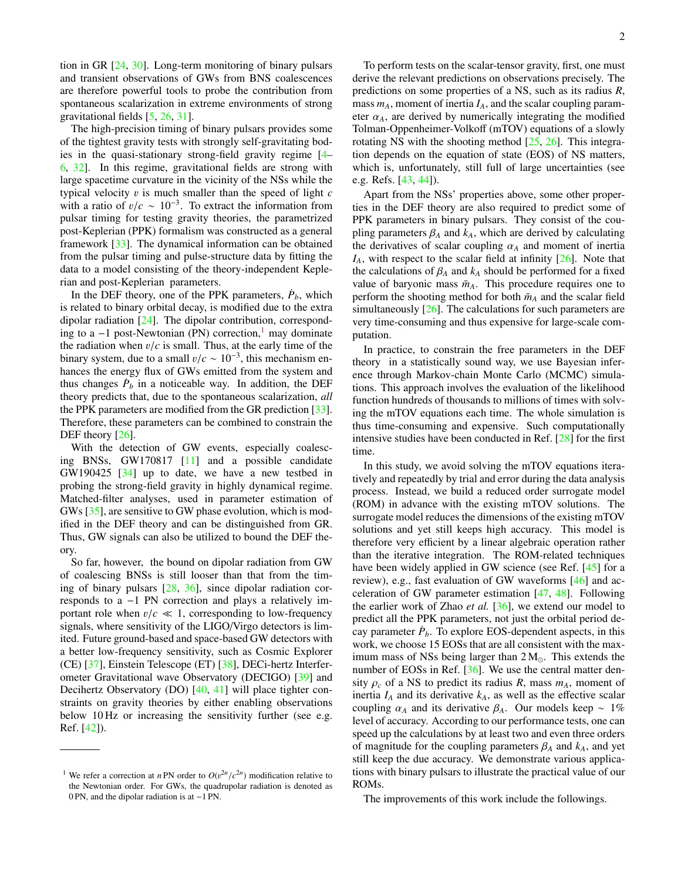tion in GR [24, 30]. Long-term monitoring of binary pulsars and transient observations of GWs from BNS coalescences are therefore powerful tools to probe the contribution from spontaneous scalarization in extreme environments of strong gravitational fields [5, 26, 31].

The high-precision timing of binary pulsars provides some of the tightest gravity tests with strongly self-gravitating bodies in the quasi-stationary strong-field gravity regime [4–6, 32]. In this regime, gravitational fields are strong with large spacetime curvature in the vicinity of the NSs while the typical velocity $v$ is much smaller than the speed of light $c$ with a ratio of $v/c \sim 10^{-3}$. To extract the information from pulsar timing for testing gravity theories, the parametrized post-Keplerian (PPK) formalism was constructed as a general framework [33]. The dynamical information can be obtained from the pulsar timing and pulse-structure data by fitting the data to a model consisting of the theory-independent Keplerian and post-Keplerian parameters.

In the DEF theory, one of the PPK parameters, $\dot{P}_b$, which is related to binary orbital decay, is modified due to the extra dipolar radiation [24]. The dipolar contribution, corresponding to a $-1$ post-Newtonian (PN) correction,[1] may dominate the radiation when $v/c$ is small. Thus, at the early time of the binary system, due to a small $v/c \sim 10^{-3}$, this mechanism enhances the energy flux of GWs emitted from the system and thus changes $\dot{P}_b$ in a noticeable way. In addition, the DEF theory predicts that, due to the spontaneous scalarization, *all* the PPK parameters are modified from the GR prediction [33]. Therefore, these parameters can be combined to constrain the DEF theory [26].

With the detection of GW events, especially coalescing BNSs, GW170817 [11] and a possible candidate GW190425 [34] up to date, we have a new testbed in probing the strong-field gravity in highly dynamical regime. Matched-filter analyses, used in parameter estimation of GWs [35], are sensitive to GW phase evolution, which is modified in the DEF theory and can be distinguished from GR. Thus, GW signals can also be utilized to bound the DEF theory.

So far, however, the bound on dipolar radiation from GW of coalescing BNSs is still looser than that from the timing of binary pulsars [28, 36], since dipolar radiation corresponds to a $-1$ PN correction and plays a relatively important role when $v/c \ll 1$, corresponding to low-frequency signals, where sensitivity of the LIGO/Virgo detectors is limited. Future ground-based and space-based GW detectors with a better low-frequency sensitivity, such as Cosmic Explorer (CE) [37], Einstein Telescope (ET) [38], DECi-hertz Interferometer Gravitational wave Observatory (DECIGO) [39] and Decihertz Observatory (DO) [40, 41] will place tighter constraints on gravity theories by either enabling observations below 10 Hz or increasing the sensitivity further (see e.g. Ref. [42]).

To perform tests on the scalar-tensor gravity, first, one must derive the relevant predictions on observations precisely. The predictions on some properties of a NS, such as its radius $R$, mass $m_A$, moment of inertia $I_A$, and the scalar coupling parameter $\alpha_A$, are derived by numerically integrating the modified Tolman-Oppenheimer-Volkoff (mTOV) equations of a slowly rotating NS with the shooting method [25, 26]. This integration depends on the equation of state (EOS) of NS matters, which is, unfortunately, still full of large uncertainties (see e.g. Refs. [43, 44]).

Apart from the NSs' properties above, some other properties in the DEF theory are also required to predict some of PPK parameters in binary pulsars. They consist of the coupling parameters $\beta_A$ and $k_A$, which are derived by calculating the derivatives of scalar coupling $\alpha_A$ and moment of inertia $I_A$, with respect to the scalar field at infinity [26]. Note that the calculations of $\beta_A$ and $k_A$ should be performed for a fixed value of baryonic mass $\bar{m}_A$. This procedure requires one to perform the shooting method for both $\bar{m}_A$ and the scalar field simultaneously [26]. The calculations for such parameters are very time-consuming and thus expensive for large-scale computation.

In practice, to constrain the free parameters in the DEF theory in a statistically sound way, we use Bayesian inference through Markov-chain Monte Carlo (MCMC) simulations. This approach involves the evaluation of the likelihood function hundreds of thousands to millions of times with solving the mTOV equations each time. The whole simulation is thus time-consuming and expensive. Such computationally intensive studies have been conducted in Ref. [28] for the first time.

In this study, we avoid solving the mTOV equations iteratively and repeatedly by trial and error during the data analysis process. Instead, we build a reduced order surrogate model (ROM) in advance with the existing mTOV solutions. The surrogate model reduces the dimensions of the existing mTOV solutions and yet still keeps high accuracy. This model is therefore very efficient by a linear algebraic operation rather than the iterative integration. The ROM-related techniques have been widely applied in GW science (see Ref. [45] for a review), e.g., fast evaluation of GW waveforms [46] and acceleration of GW parameter estimation [47, 48]. Following the earlier work of Zhao *et al.* [36], we extend our model to predict all the PPK parameters, not just the orbital period decay parameter $\dot{P}_b$. To explore EOS-dependent aspects, in this work, we choose 15 EOSs that are all consistent with the maximum mass of NSs being larger than $2\,\mathrm{M}_\odot$. This extends the number of EOSs in Ref. [36]. We use the central matter density $\rho_c$ of a NS to predict its radius $R$, mass $m_A$, moment of inertia $I_A$ and its derivative $k_A$, as well as the effective scalar coupling $\alpha_A$ and its derivative $\beta_A$. Our models keep $\sim 1\%$ level of accuracy. According to our performance tests, one can speed up the calculations by at least two and even three orders of magnitude for the coupling parameters $\beta_A$ and $k_A$, and yet still keep the due accuracy. We demonstrate various applications with binary pulsars to illustrate the practical value of our ROMs.

The improvements of this work include the followings.

---

[1] We refer a correction at $n$ PN order to $O(v^{2n}/c^{2n})$ modification relative to the Newtonian order. For GWs, the quadrupolar radiation is denoted as 0 PN, and the dipolar radiation is at $-1$ PN.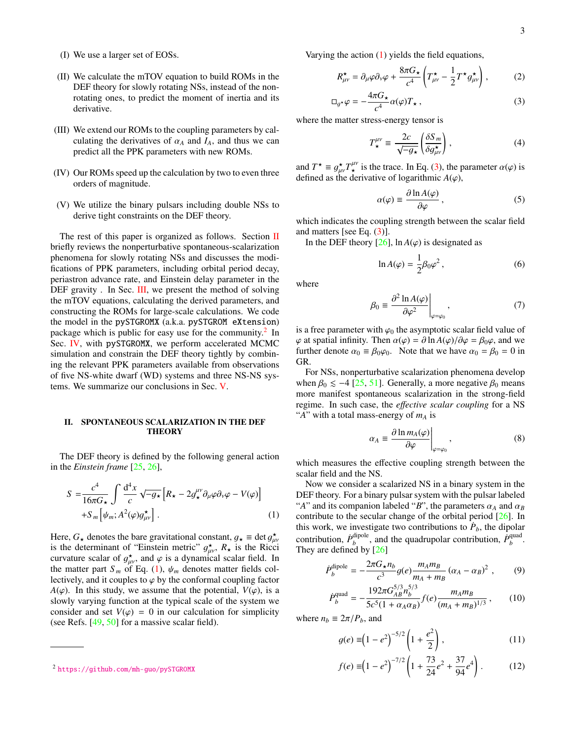(I) We use a larger set of EOSs.

(II) We calculate the mTOV equation to build ROMs in the DEF theory for slowly rotating NSs, instead of the non-rotating ones, to predict the moment of inertia and its derivative.

(III) We extend our ROMs to the coupling parameters by calculating the derivatives of $\alpha_A$ and $I_A$, and thus we can predict all the PPK parameters with new ROMs.

(IV) Our ROMs speed up the calculation by two to even three orders of magnitude.

(V) We utilize the binary pulsars including double NSs to derive tight constraints on the DEF theory.

The rest of this paper is organized as follows. Section II briefly reviews the nonperturbative spontaneous-scalarization phenomena for slowly rotating NSs and discusses the modifications of PPK parameters, including orbital period decay, periastron advance rate, and Einstein delay parameter in the DEF gravity . In Sec. III, we present the method of solving the mTOV equations, calculating the derived parameters, and constructing the ROMs for large-scale calculations. We code the model in the `pySTGROMX` (a.k.a. `pySTGROM eXtension`) package which is public for easy use for the community.[2] In Sec. IV, with `pySTGROMX`, we perform accelerated MCMC simulation and constrain the DEF theory tightly by combining the relevant PPK parameters available from observations of five NS-white dwarf (WD) systems and three NS-NS systems. We summarize our conclusions in Sec. V.

## II. SPONTANEOUS SCALARIZATION IN THE DEF THEORY

The DEF theory is defined by the following general action in the *Einstein frame* [25, 26],

$$
\begin{aligned}
S =& \frac{c^4}{16\pi G_\star} \int \frac{\mathrm{d}^4 x}{c} \sqrt{-g_\star} \left[ R_\star - 2 g_\star^{\mu\nu} \partial_\mu \varphi \partial_\nu \varphi - V(\varphi) \right] \\
&+ S_m \left[ \psi_m ; A^2(\varphi) g_{\mu\nu}^\star \right] . \qquad (1)
\end{aligned}
$$

Here, $G_\star$ denotes the bare gravitational constant, $g_\star \equiv \det g_{\mu\nu}^\star$ is the determinant of "Einstein metric" $g_{\mu\nu}^\star$, $R_\star$ is the Ricci curvature scalar of $g_{\mu\nu}^\star$, and $\varphi$ is a dynamical scalar field. In the matter part $S_m$ of Eq. (1), $\psi_m$ denotes matter fields collectively, and it couples to $\varphi$ by the conformal coupling factor $A(\varphi)$. In this study, we assume that the potential, $V(\varphi)$, is a slowly varying function at the typical scale of the system we consider and set $V(\varphi) = 0$ in our calculation for simplicity (see Refs. [49, 50] for a massive scalar field).

Varying the action (1) yields the field equations,

$$
R_{\mu\nu}^\star = \partial_\mu \varphi \partial_\nu \varphi + \frac{8\pi G_\star}{c^4} \left( T_{\mu\nu}^\star - \frac{1}{2} T^\star g_{\mu\nu}^\star \right) , \qquad (2)
$$

$$
\Box_{g^\star} \varphi = -\frac{4\pi G_\star}{c^4} \alpha(\varphi) T_\star , \qquad (3)
$$

where the matter stress-energy tensor is

$$
T_\star^{\mu\nu} \equiv \frac{2c}{\sqrt{-g_\star}} \left( \frac{\delta S_m}{\delta g_{\mu\nu}^\star} \right) , \qquad (4)
$$

and $T^\star \equiv g_{\mu\nu}^\star T_\star^{\mu\nu}$ is the trace. In Eq. (3), the parameter $\alpha(\varphi)$ is defined as the derivative of logarithmic $A(\varphi)$,

$$
\alpha(\varphi) \equiv \frac{\partial \ln A(\varphi)}{\partial \varphi} , \qquad (5)
$$

which indicates the coupling strength between the scalar field and matters [see Eq. (3)].

In the DEF theory [26], $\ln A(\varphi)$ is designated as

$$
\ln A(\varphi) = \frac{1}{2} \beta_0 \varphi^2 , \qquad (6)
$$

where

$$
\beta_0 \equiv \left. \frac{\partial^2 \ln A(\varphi)}{\partial \varphi^2} \right|_{\varphi=\varphi_0} , \qquad (7)
$$

is a free parameter with $\varphi_0$ the asymptotic scalar field value of $\varphi$ at spatial infinity. Then $\alpha(\varphi) = \partial \ln A(\varphi)/\partial \varphi = \beta_0 \varphi$, and we further denote $\alpha_0 \equiv \beta_0 \varphi_0$. Note that we have $\alpha_0 = \beta_0 = 0$ in GR.

For NSs, nonperturbative scalarization phenomena develop when $\beta_0 \lesssim -4$ [25, 51]. Generally, a more negative $\beta_0$ means more manifest spontaneous scalarization in the strong-field regime. In such case, the *effective scalar coupling* for a NS "$A$" with a total mass-energy of $m_A$ is

$$
\alpha_A \equiv \left. \frac{\partial \ln m_A(\varphi)}{\partial \varphi} \right|_{\varphi=\varphi_0} , \qquad (8)
$$

which measures the effective coupling strength between the scalar field and the NS.

Now we consider a scalarized NS in a binary system in the DEF theory. For a binary pulsar system with the pulsar labeled "$A$" and its companion labeled "$B$", the parameters $\alpha_A$ and $\alpha_B$ contribute to the secular change of the orbital period [26]. In this work, we investigate two contributions to $\dot{P}_b$, the dipolar contribution, $\dot{P}_b^{\rm dipole}$, and the quadrupolar contribution, $\dot{P}_b^{\rm quad}$. They are defined by [26]

$$
\dot{P}_b^{\rm dipole} = -\frac{2\pi G_\star n_b}{c^3} g(e) \frac{m_A m_B}{m_A + m_B} \left( \alpha_A - \alpha_B \right)^2 , \qquad (9)
$$

$$
\dot{P}_b^{\rm quad} = -\frac{192\pi G_{AB}^{5/3} n_b^{5/3}}{5 c^5 (1 + \alpha_A \alpha_B)} f(e) \frac{m_A m_B}{(m_A + m_B)^{1/3}} , \qquad (10)
$$

where $n_b \equiv 2\pi / P_b$, and

$$
g(e) \equiv \left( 1 - e^2 \right)^{-5/2} \left( 1 + \frac{e^2}{2} \right) , \qquad (11)
$$

$$
f(e) \equiv \left( 1 - e^2 \right)^{-7/2} \left( 1 + \frac{73}{24} e^2 + \frac{37}{94} e^4 \right) . \qquad (12)
$$

---

[2] https://github.com/mh-guo/pySTGROMX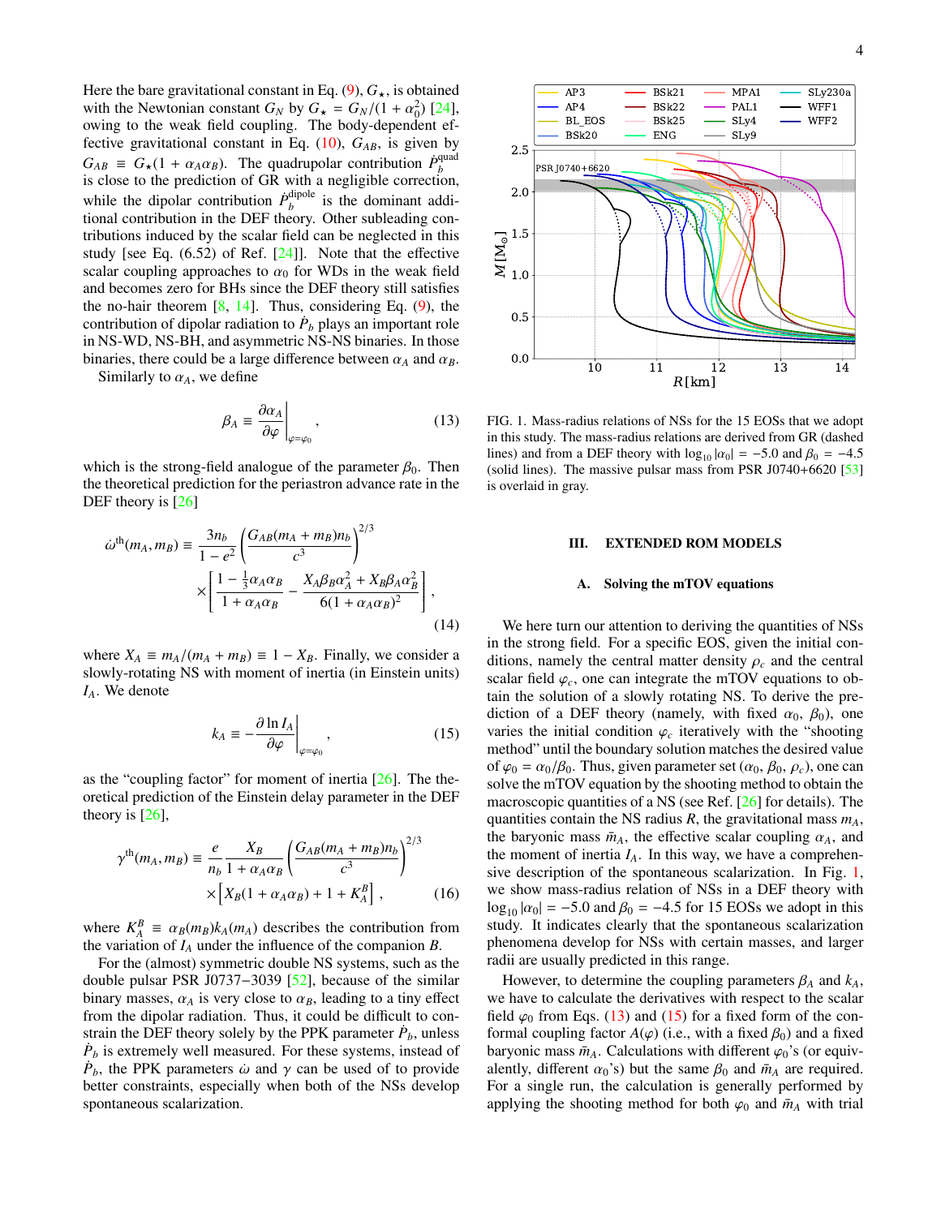Here the bare gravitational constant in Eq. (9), $G_\star$, is obtained with the Newtonian constant $G_N$ by $G_\star = G_N/(1+\alpha_0^2)$ [24], owing to the weak field coupling. The body-dependent effective gravitational constant in Eq. (10), $G_{AB}$, is given by $G_{AB} \equiv G_\star(1+\alpha_A\alpha_B)$. The quadrupolar contribution $\dot{P}_b^{\rm quad}$ is close to the prediction of GR with a negligible correction, while the dipolar contribution $\dot{P}_b^{\rm dipole}$ is the dominant additional contribution in the DEF theory. Other subleading contributions induced by the scalar field can be neglected in this study [see Eq. (6.52) of Ref. [24]]. Note that the effective scalar coupling approaches to $\alpha_0$ for WDs in the weak field and becomes zero for BHs since the DEF theory still satisfies the no-hair theorem [8, 14]. Thus, considering Eq. (9), the contribution of dipolar radiation to $\dot{P}_b$ plays an important role in NS-WD, NS-BH, and asymmetric NS-NS binaries. In those binaries, there could be a large difference between $\alpha_A$ and $\alpha_B$.

Similarly to $\alpha_A$, we define

$$\beta_A \equiv \left.\frac{\partial \alpha_A}{\partial \varphi}\right|_{\varphi=\varphi_0}, \tag{13}$$

which is the strong-field analogue of the parameter $\beta_0$. Then the theoretical prediction for the periastron advance rate in the DEF theory is [26]

$$\dot{\omega}^{\rm th}(m_A, m_B) \equiv \frac{3n_b}{1-e^2}\left(\frac{G_{AB}(m_A+m_B)n_b}{c^3}\right)^{2/3} \times\left[\frac{1-\frac{1}{3}\alpha_A\alpha_B}{1+\alpha_A\alpha_B} - \frac{X_A\beta_B\alpha_A^2 + X_B\beta_A\alpha_B^2}{6(1+\alpha_A\alpha_B)^2}\right], \tag{14}$$

where $X_A \equiv m_A/(m_A+m_B) \equiv 1 - X_B$. Finally, we consider a slowly-rotating NS with moment of inertia (in Einstein units) $I_A$. We denote

$$k_A \equiv -\left.\frac{\partial \ln I_A}{\partial \varphi}\right|_{\varphi=\varphi_0}, \tag{15}$$

as the "coupling factor" for moment of inertia [26]. The theoretical prediction of the Einstein delay parameter in the DEF theory is [26],

$$\gamma^{\rm th}(m_A, m_B) \equiv \frac{e}{n_b}\frac{X_B}{1+\alpha_A\alpha_B}\left(\frac{G_{AB}(m_A+m_B)n_b}{c^3}\right)^{2/3} \times\left[X_B(1+\alpha_A\alpha_B) + 1 + K_A^B\right], \tag{16}$$

where $K_A^B \equiv \alpha_B(m_B)k_A(m_A)$ describes the contribution from the variation of $I_A$ under the influence of the companion $B$.

For the (almost) symmetric double NS systems, such as the double pulsar PSR J0737−3039 [52], because of the similar binary masses, $\alpha_A$ is very close to $\alpha_B$, leading to a tiny effect from the dipolar radiation. Thus, it could be difficult to constrain the DEF theory solely by the PPK parameter $\dot{P}_b$, unless $\dot{P}_b$ is extremely well measured. For these systems, instead of $\dot{P}_b$, the PPK parameters $\dot{\omega}$ and $\gamma$ can be used of to provide better constraints, especially when both of the NSs develop spontaneous scalarization.

FIG. 1. Mass-radius relations of NSs for the 15 EOSs that we adopt in this study. The mass-radius relations are derived from GR (dashed lines) and from a DEF theory with $\log_{10}|\alpha_0| = -5.0$ and $\beta_0 = -4.5$ (solid lines). The massive pulsar mass from PSR J0740+6620 [53] is overlaid in gray.

## III. EXTENDED ROM MODELS

### A. Solving the mTOV equations

We here turn our attention to deriving the quantities of NSs in the strong field. For a specific EOS, given the initial conditions, namely the central matter density $\rho_c$ and the central scalar field $\varphi_c$, one can integrate the mTOV equations to obtain the solution of a slowly rotating NS. To derive the prediction of a DEF theory (namely, with fixed $\alpha_0$, $\beta_0$), one varies the initial condition $\varphi_c$ iteratively with the "shooting method" until the boundary solution matches the desired value of $\varphi_0 = \alpha_0/\beta_0$. Thus, given parameter set $(\alpha_0, \beta_0, \rho_c)$, one can solve the mTOV equation by the shooting method to obtain the macroscopic quantities of a NS (see Ref. [26] for details). The quantities contain the NS radius $R$, the gravitational mass $m_A$, the baryonic mass $\bar{m}_A$, the effective scalar coupling $\alpha_A$, and the moment of inertia $I_A$. In this way, we have a comprehensive description of the spontaneous scalarization. In Fig. 1, we show mass-radius relation of NSs in a DEF theory with $\log_{10}|\alpha_0| = -5.0$ and $\beta_0 = -4.5$ for 15 EOSs we adopt in this study. It indicates clearly that the spontaneous scalarization phenomena develop for NSs with certain masses, and larger radii are usually predicted in this range.

However, to determine the coupling parameters $\beta_A$ and $k_A$, we have to calculate the derivatives with respect to the scalar field $\varphi_0$ from Eqs. (13) and (15) for a fixed form of the conformal coupling factor $A(\varphi)$ (i.e., with a fixed $\beta_0$) and a fixed baryonic mass $\bar{m}_A$. Calculations with different $\varphi_0$'s (or equivalently, different $\alpha_0$'s) but the same $\beta_0$ and $\bar{m}_A$ are required. For a single run, the calculation is generally performed by applying the shooting method for both $\varphi_0$ and $\bar{m}_A$ with trial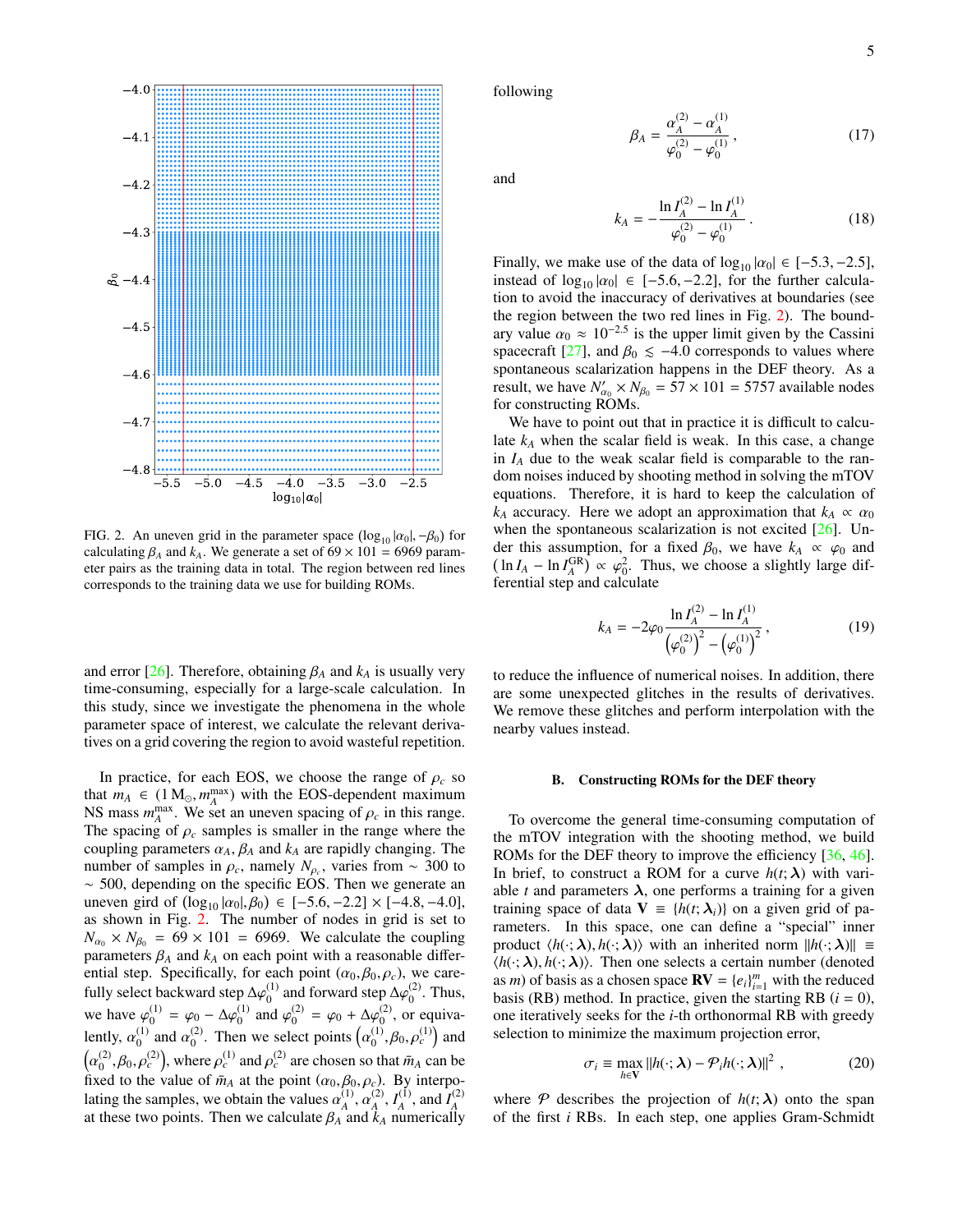FIG. 2. An uneven grid in the parameter space $(\log_{10}|\alpha_0|, -\beta_0)$ for calculating $\beta_A$ and $k_A$. We generate a set of $69 \times 101 = 6969$ parameter pairs as the training data in total. The region between red lines corresponds to the training data we use for building ROMs.

and error [26]. Therefore, obtaining $\beta_A$ and $k_A$ is usually very time-consuming, especially for a large-scale calculation. In this study, since we investigate the phenomena in the whole parameter space of interest, we calculate the relevant derivatives on a grid covering the region to avoid wasteful repetition.

In practice, for each EOS, we choose the range of $\rho_c$ so that $m_A \in (1\,\mathrm{M}_\odot, m_A^{\max})$ with the EOS-dependent maximum NS mass $m_A^{\max}$. We set an uneven spacing of $\rho_c$ in this range. The spacing of $\rho_c$ samples is smaller in the range where the coupling parameters $\alpha_A, \beta_A$ and $k_A$ are rapidly changing. The number of samples in $\rho_c$, namely $N_{\rho_c}$, varies from $\sim 300$ to $\sim 500$, depending on the specific EOS. Then we generate an uneven gird of $(\log_{10}|\alpha_0|, \beta_0) \in [-5.6, -2.2] \times [-4.8, -4.0]$, as shown in Fig. 2. The number of nodes in grid is set to $N_{\alpha_0} \times N_{\beta_0} = 69 \times 101 = 6969$. We calculate the coupling parameters $\beta_A$ and $k_A$ on each point with a reasonable differential step. Specifically, for each point $(\alpha_0, \beta_0, \rho_c)$, we carefully select backward step $\Delta\varphi_0^{(1)}$ and forward step $\Delta\varphi_0^{(2)}$. Thus, we have $\varphi_0^{(1)} = \varphi_0 - \Delta\varphi_0^{(1)}$ and $\varphi_0^{(2)} = \varphi_0 + \Delta\varphi_0^{(2)}$, or equivalently, $\alpha_0^{(1)}$ and $\alpha_0^{(2)}$. Then we select points $\left(\alpha_0^{(1)}, \beta_0, \rho_c^{(1)}\right)$ and $\left(\alpha_0^{(2)}, \beta_0, \rho_c^{(2)}\right)$, where $\rho_c^{(1)}$ and $\rho_c^{(2)}$ are chosen so that $\bar{m}_A$ can be fixed to the value of $\bar{m}_A$ at the point $(\alpha_0, \beta_0, \rho_c)$. By interpolating the samples, we obtain the values $\alpha_A^{(1)}$, $\alpha_A^{(2)}$, $I_A^{(1)}$, and $I_A^{(2)}$ at these two points. Then we calculate $\beta_A$ and $k_A$ numerically following

$$\beta_A = \frac{\alpha_A^{(2)} - \alpha_A^{(1)}}{\varphi_0^{(2)} - \varphi_0^{(1)}}\,, \tag{17}$$

and

$$k_A = -\frac{\ln I_A^{(2)} - \ln I_A^{(1)}}{\varphi_0^{(2)} - \varphi_0^{(1)}}\,. \tag{18}$$

Finally, we make use of the data of $\log_{10}|\alpha_0| \in [-5.3, -2.5]$, instead of $\log_{10}|\alpha_0| \in [-5.6, -2.2]$, for the further calculation to avoid the inaccuracy of derivatives at boundaries (see the region between the two red lines in Fig. 2). The boundary value $\alpha_0 \approx 10^{-2.5}$ is the upper limit given by the Cassini spacecraft [27], and $\beta_0 \lesssim -4.0$ corresponds to values where spontaneous scalarization happens in the DEF theory. As a result, we have $N'_{\alpha_0} \times N_{\beta_0} = 57 \times 101 = 5757$ available nodes for constructing ROMs.

We have to point out that in practice it is difficult to calculate $k_A$ when the scalar field is weak. In this case, a change in $I_A$ due to the weak scalar field is comparable to the random noises induced by shooting method in solving the mTOV equations. Therefore, it is hard to keep the calculation of $k_A$ accuracy. Here we adopt an approximation that $k_A \propto \alpha_0$ when the spontaneous scalarization is not excited [26]. Under this assumption, for a fixed $\beta_0$, we have $k_A \propto \varphi_0$ and $(\ln I_A - \ln I_A^{\rm GR}) \propto \varphi_0^2$. Thus, we choose a slightly large differential step and calculate

$$k_A = -2\varphi_0 \frac{\ln I_A^{(2)} - \ln I_A^{(1)}}{\left(\varphi_0^{(2)}\right)^2 - \left(\varphi_0^{(1)}\right)^2}\,, \tag{19}$$

to reduce the influence of numerical noises. In addition, there are some unexpected glitches in the results of derivatives. We remove these glitches and perform interpolation with the nearby values instead.

### B. Constructing ROMs for the DEF theory

To overcome the general time-consuming computation of the mTOV integration with the shooting method, we build ROMs for the DEF theory to improve the efficiency [36, 46]. In brief, to construct a ROM for a curve $h(t;\boldsymbol{\lambda})$ with variable $t$ and parameters $\boldsymbol{\lambda}$, one performs a training for a given training space of data $\mathbf{V} \equiv \{h(t;\boldsymbol{\lambda}_i)\}$ on a given grid of parameters. In this space, one can define a "special" inner product $\langle h(\cdot;\boldsymbol{\lambda}), h(\cdot;\boldsymbol{\lambda})\rangle$ with an inherited norm $\|h(\cdot;\boldsymbol{\lambda})\| \equiv \langle h(\cdot;\boldsymbol{\lambda}), h(\cdot;\boldsymbol{\lambda})\rangle$. Then one selects a certain number (denoted as $m$) of basis as a chosen space $\mathbf{RV} = \{e_i\}_{i=1}^m$ with the reduced basis (RB) method. In practice, given the starting RB ($i = 0$), one iteratively seeks for the $i$-th orthonormal RB with greedy selection to minimize the maximum projection error,

$$\sigma_i \equiv \max_{h\in\mathbf{V}} \|h(\cdot;\boldsymbol{\lambda}) - \mathcal{P}_i h(\cdot;\boldsymbol{\lambda})\|^2\,, \tag{20}$$

where $\mathcal{P}$ describes the projection of $h(t;\boldsymbol{\lambda})$ onto the span of the first $i$ RBs. In each step, one applies Gram-Schmidt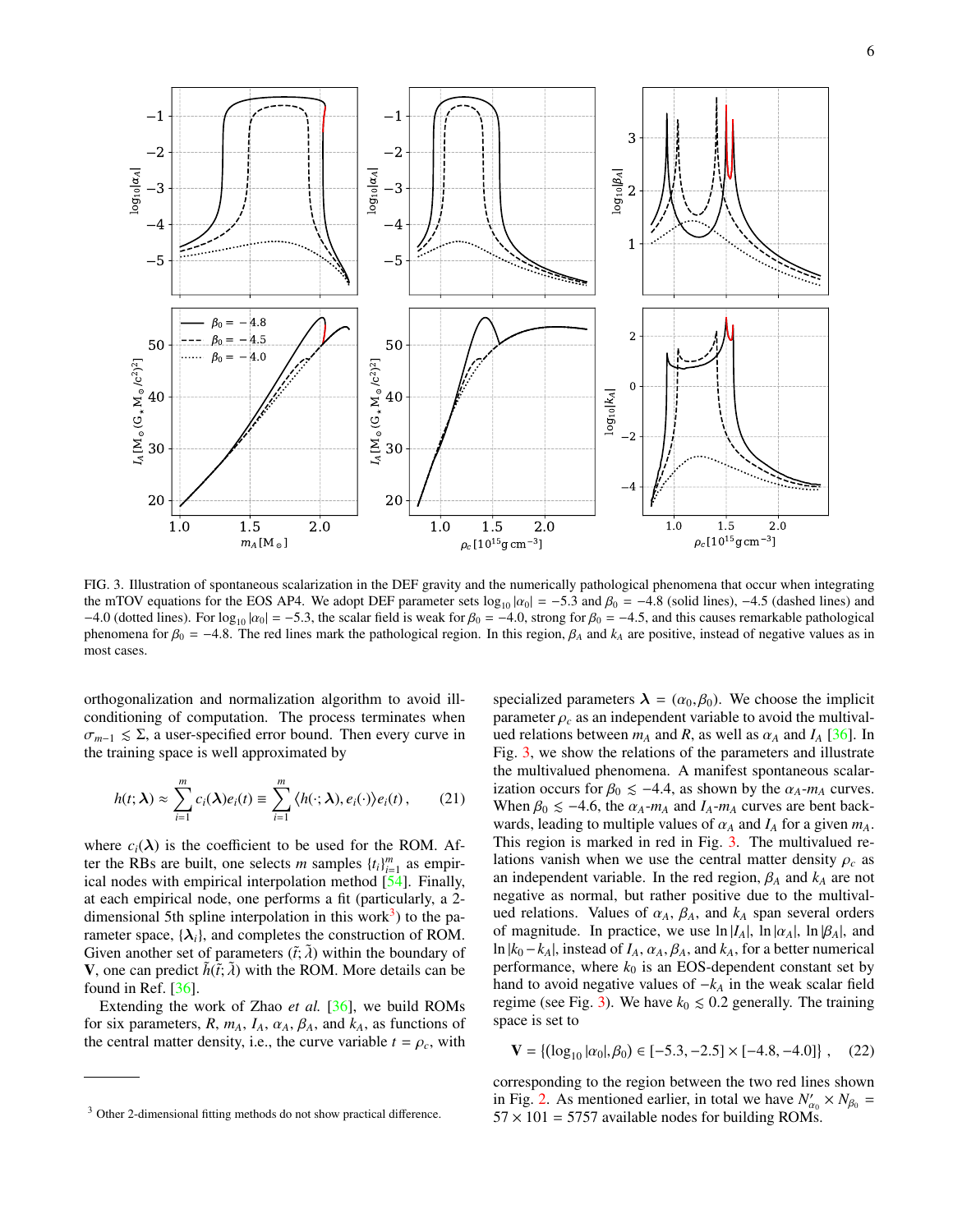FIG. 3. Illustration of spontaneous scalarization in the DEF gravity and the numerically pathological phenomena that occur when integrating the mTOV equations for the EOS AP4. We adopt DEF parameter sets $\log_{10}|\alpha_0| = -5.3$ and $\beta_0 = -4.8$ (solid lines), $-4.5$ (dashed lines) and $-4.0$ (dotted lines). For $\log_{10}|\alpha_0| = -5.3$, the scalar field is weak for $\beta_0 = -4.0$, strong for $\beta_0 = -4.5$, and this causes remarkable pathological phenomena for $\beta_0 = -4.8$. The red lines mark the pathological region. In this region, $\beta_A$ and $k_A$ are positive, instead of negative values as in most cases.

orthogonalization and normalization algorithm to avoid ill-conditioning of computation. The process terminates when $\sigma_{m-1} \lesssim \Sigma$, a user-specified error bound. Then every curve in the training space is well approximated by

$$h(t;\boldsymbol{\lambda}) \approx \sum_{i=1}^{m} c_i(\boldsymbol{\lambda}) e_i(t) \equiv \sum_{i=1}^{m} \langle h(\cdot;\boldsymbol{\lambda}), e_i(\cdot)\rangle e_i(t)\,, \tag{21}$$

where $c_i(\boldsymbol{\lambda})$ is the coefficient to be used for the ROM. After the RBs are built, one selects $m$ samples $\{t_i\}_{i=1}^{m}$ as empirical nodes with empirical interpolation method [54]. Finally, at each empirical node, one performs a fit (particularly, a 2-dimensional 5th spline interpolation in this work[3]) to the parameter space, $\{\boldsymbol{\lambda}_i\}$, and completes the construction of ROM. Given another set of parameters $(\tilde{t};\tilde{\lambda})$ within the boundary of $\mathbf{V}$, one can predict $\tilde{h}(\tilde{t};\tilde{\lambda})$ with the ROM. More details can be found in Ref. [36].

Extending the work of Zhao *et al.* [36], we build ROMs for six parameters, $R$, $m_A$, $I_A$, $\alpha_A$, $\beta_A$, and $k_A$, as functions of the central matter density, i.e., the curve variable $t = \rho_c$, with specialized parameters $\boldsymbol{\lambda} = (\alpha_0, \beta_0)$. We choose the implicit parameter $\rho_c$ as an independent variable to avoid the multivalued relations between $m_A$ and $R$, as well as $\alpha_A$ and $I_A$ [36]. In Fig. 3, we show the relations of the parameters and illustrate the multivalued phenomena. A manifest spontaneous scalarization occurs for $\beta_0 \lesssim -4.4$, as shown by the $\alpha_A$-$m_A$ curves. When $\beta_0 \lesssim -4.6$, the $\alpha_A$-$m_A$ and $I_A$-$m_A$ curves are bent backwards, leading to multiple values of $\alpha_A$ and $I_A$ for a given $m_A$. This region is marked in red in Fig. 3. The multivalued relations vanish when we use the central matter density $\rho_c$ as an independent variable. In the red region, $\beta_A$ and $k_A$ are not negative as normal, but rather positive due to the multivalued relations. Values of $\alpha_A$, $\beta_A$, and $k_A$ span several orders of magnitude. In practice, we use $\ln|I_A|$, $\ln|\alpha_A|$, $\ln|\beta_A|$, and $\ln|k_0 - k_A|$, instead of $I_A$, $\alpha_A$, $\beta_A$, and $k_A$, for a better numerical performance, where $k_0$ is an EOS-dependent constant set by hand to avoid negative values of $-k_A$ in the weak scalar field regime (see Fig. 3). We have $k_0 \lesssim 0.2$ generally. The training space is set to

$$\mathbf{V} = \{(\log_{10}|\alpha_0|, \beta_0) \in [-5.3, -2.5] \times [-4.8, -4.0]\}\,, \tag{22}$$

corresponding to the region between the two red lines shown in Fig. 2. As mentioned earlier, in total we have $N'_{\alpha_0} \times N_{\beta_0} = 57 \times 101 = 5757$ available nodes for building ROMs.

[3] Other 2-dimensional fitting methods do not show practical difference.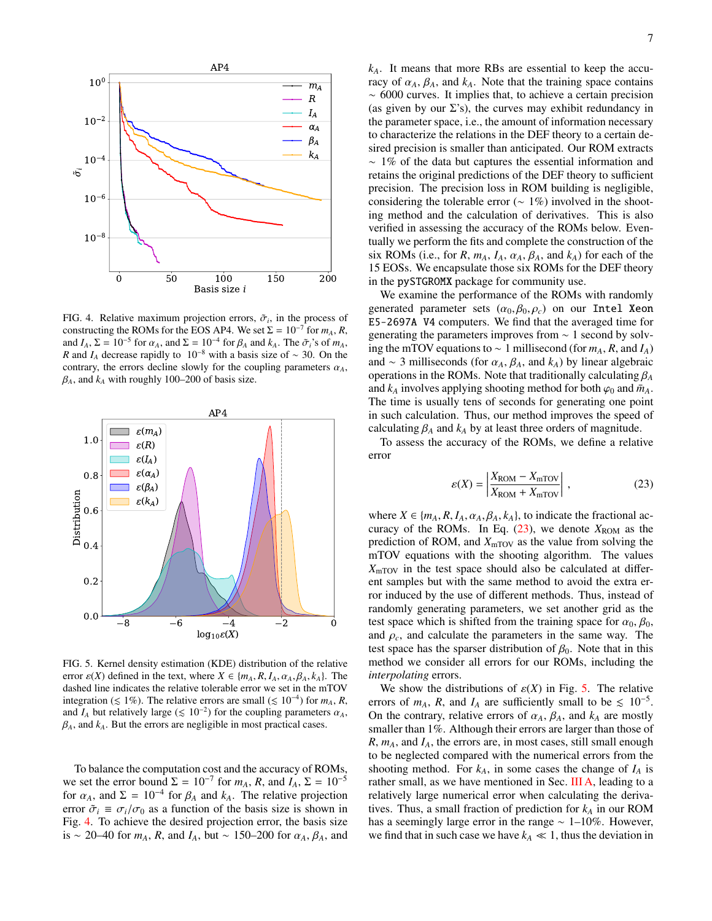FIG. 4. Relative maximum projection errors, $\tilde{\sigma}_i$, in the process of constructing the ROMs for the EOS AP4. We set $\Sigma = 10^{-7}$ for $m_A$, $R$, and $I_A$, $\Sigma = 10^{-5}$ for $\alpha_A$, and $\Sigma = 10^{-4}$ for $\beta_A$ and $k_A$. The $\tilde{\sigma}_i$'s of $m_A$, $R$ and $I_A$ decrease rapidly to $10^{-8}$ with a basis size of $\sim 30$. On the contrary, the errors decline slowly for the coupling parameters $\alpha_A$, $\beta_A$, and $k_A$ with roughly 100–200 of basis size.

FIG. 5. Kernel density estimation (KDE) distribution of the relative error $\varepsilon(X)$ defined in the text, where $X \in \{m_A, R, I_A, \alpha_A, \beta_A, k_A\}$. The dashed line indicates the relative tolerable error we set in the mTOV integration ($\lesssim 1\%$). The relative errors are small ($\lesssim 10^{-4}$) for $m_A$, $R$, and $I_A$ but relatively large ($\lesssim 10^{-2}$) for the coupling parameters $\alpha_A$, $\beta_A$, and $k_A$. But the errors are negligible in most practical cases.

To balance the computation cost and the accuracy of ROMs, we set the error bound $\Sigma = 10^{-7}$ for $m_A$, $R$, and $I_A$, $\Sigma = 10^{-5}$ for $\alpha_A$, and $\Sigma = 10^{-4}$ for $\beta_A$ and $k_A$. The relative projection error $\tilde{\sigma}_i \equiv \sigma_i/\sigma_0$ as a function of the basis size is shown in Fig. 4. To achieve the desired projection error, the basis size is $\sim$ 20–40 for $m_A$, $R$, and $I_A$, but $\sim$ 150–200 for $\alpha_A$, $\beta_A$, and $k_A$. It means that more RBs are essential to keep the accuracy of $\alpha_A$, $\beta_A$, and $k_A$. Note that the training space contains $\sim$ 6000 curves. It implies that, to achieve a certain precision (as given by our $\Sigma$'s), the curves may exhibit redundancy in the parameter space, i.e., the amount of information necessary to characterize the relations in the DEF theory to a certain desired precision is smaller than anticipated. Our ROM extracts $\sim 1\%$ of the data but captures the essential information and retains the original predictions of the DEF theory to sufficient precision. The precision loss in ROM building is negligible, considering the tolerable error ($\sim 1\%$) involved in the shooting method and the calculation of derivatives. This is also verified in assessing the accuracy of the ROMs below. Eventually we perform the fits and complete the construction of the six ROMs (i.e., for $R$, $m_A$, $I_A$, $\alpha_A$, $\beta_A$, and $k_A$) for each of the 15 EOSs. We encapsulate those six ROMs for the DEF theory in the `pySTGROMX` package for community use.

We examine the performance of the ROMs with randomly generated parameter sets $(\alpha_0, \beta_0, \rho_c)$ on our `Intel Xeon E5-2697A V4` computers. We find that the averaged time for generating the parameters improves from $\sim$ 1 second by solving the mTOV equations to $\sim$ 1 millisecond (for $m_A$, $R$, and $I_A$) and $\sim$ 3 milliseconds (for $\alpha_A$, $\beta_A$, and $k_A$) by linear algebraic operations in the ROMs. Note that traditionally calculating $\beta_A$ and $k_A$ involves applying shooting method for both $\varphi_0$ and $\bar{m}_A$. The time is usually tens of seconds for generating one point in such calculation. Thus, our method improves the speed of calculating $\beta_A$ and $k_A$ by at least three orders of magnitude.

To assess the accuracy of the ROMs, we define a relative error

$$\varepsilon(X) = \left| \frac{X_{\rm ROM} - X_{\rm mTOV}}{X_{\rm ROM} + X_{\rm mTOV}} \right| , \tag{23}$$

where $X \in \{m_A, R, I_A, \alpha_A, \beta_A, k_A\}$, to indicate the fractional accuracy of the ROMs. In Eq. (23), we denote $X_{\rm ROM}$ as the prediction of ROM, and $X_{\rm mTOV}$ as the value from solving the mTOV equations with the shooting algorithm. The values $X_{\rm mTOV}$ in the test space should also be calculated at different samples but with the same method to avoid the extra error induced by the use of different methods. Thus, instead of randomly generating parameters, we set another grid as the test space which is shifted from the training space for $\alpha_0$, $\beta_0$, and $\rho_c$, and calculate the parameters in the same way. The test space has the sparser distribution of $\beta_0$. Note that in this method we consider all errors for our ROMs, including the *interpolating* errors.

We show the distributions of $\varepsilon(X)$ in Fig. 5. The relative errors of $m_A$, $R$, and $I_A$ are sufficiently small to be $\lesssim 10^{-5}$. On the contrary, relative errors of $\alpha_A$, $\beta_A$, and $k_A$ are mostly smaller than 1%. Although their errors are larger than those of $R$, $m_A$, and $I_A$, the errors are, in most cases, still small enough to be neglected compared with the numerical errors from the shooting method. For $k_A$, in some cases the change of $I_A$ is rather small, as we have mentioned in Sec. III A, leading to a relatively large numerical error when calculating the derivatives. Thus, a small fraction of prediction for $k_A$ in our ROM has a seemingly large error in the range $\sim$ 1–10%. However, we find that in such case we have $k_A \ll 1$, thus the deviation in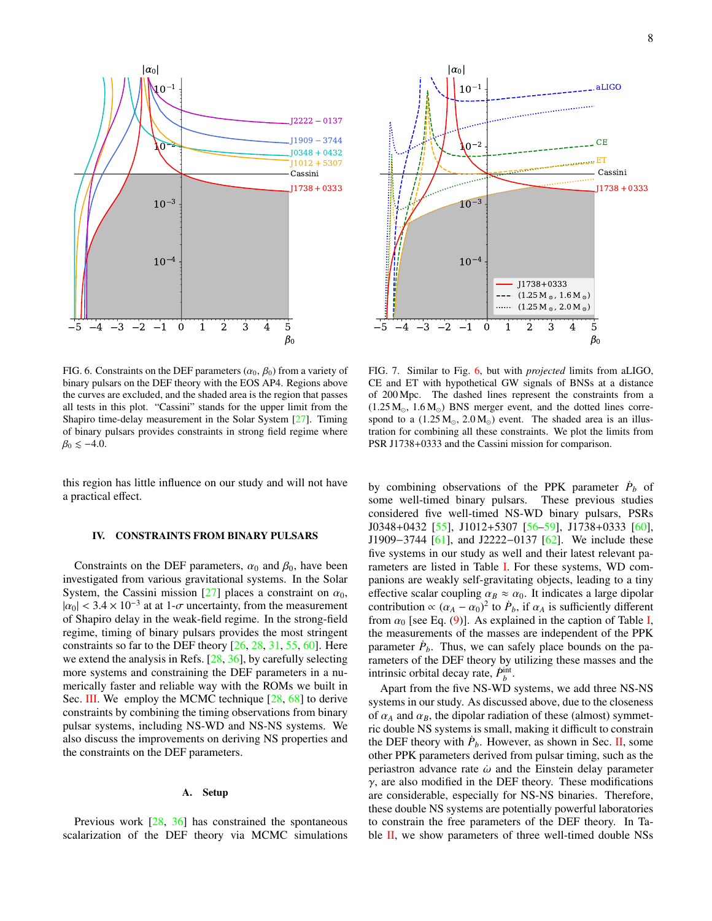FIG. 6. Constraints on the DEF parameters ($\alpha_0$, $\beta_0$) from a variety of binary pulsars on the DEF theory with the EOS AP4. Regions above the curves are excluded, and the shaded area is the region that passes all tests in this plot. "Cassini" stands for the upper limit from the Shapiro time-delay measurement in the Solar System [27]. Timing of binary pulsars provides constraints in strong field regime where $\beta_0 \lesssim -4.0$.

FIG. 7. Similar to Fig. 6, but with *projected* limits from aLIGO, CE and ET with hypothetical GW signals of BNSs at a distance of 200 Mpc. The dashed lines represent the constraints from a (1.25 $M_\odot$, 1.6 $M_\odot$) BNS merger event, and the dotted lines correspond to a (1.25 $M_\odot$, 2.0 $M_\odot$) event. The shaded area is an illustration for combining all these constraints. We plot the limits from PSR J1738+0333 and the Cassini mission for comparison.

this region has little influence on our study and will not have a practical effect.

## IV. CONSTRAINTS FROM BINARY PULSARS

Constraints on the DEF parameters, $\alpha_0$ and $\beta_0$, have been investigated from various gravitational systems. In the Solar System, the Cassini mission [27] places a constraint on $\alpha_0$, $|\alpha_0| < 3.4 \times 10^{-3}$ at at 1-$\sigma$ uncertainty, from the measurement of Shapiro delay in the weak-field regime. In the strong-field regime, timing of binary pulsars provides the most stringent constraints so far to the DEF theory [26, 28, 31, 55, 60]. Here we extend the analysis in Refs. [28, 36], by carefully selecting more systems and constraining the DEF parameters in a numerically faster and reliable way with the ROMs we built in Sec. III. We employ the MCMC technique [28, 68] to derive constraints by combining the timing observations from binary pulsar systems, including NS-WD and NS-NS systems. We also discuss the improvements on deriving NS properties and the constraints on the DEF parameters.

### A. Setup

Previous work [28, 36] has constrained the spontaneous scalarization of the DEF theory via MCMC simulations by combining observations of the PPK parameter $\dot{P}_b$ of some well-timed binary pulsars. These previous studies considered five well-timed NS-WD binary pulsars, PSRs J0348+0432 [55], J1012+5307 [56–59], J1738+0333 [60], J1909−3744 [61], and J2222−0137 [62]. We include these five systems in our study as well as their latest relevant parameters are listed in Table I. For these systems, WD companions are weakly self-gravitating objects, leading to a tiny effective scalar coupling $\alpha_B \approx \alpha_0$. It indicates a large dipolar contribution $\propto (\alpha_A - \alpha_0)^2$ to $\dot{P}_b$, if $\alpha_A$ is sufficiently different from $\alpha_0$ [see Eq. (9)]. As explained in the caption of Table I, the measurements of the masses are independent of the PPK parameter $\dot{P}_b$. Thus, we can safely place bounds on the parameters of the DEF theory by utilizing these masses and the intrinsic orbital decay rate, $\dot{P}_b^{\rm int}$.

Apart from the five NS-WD systems, we add three NS-NS systems in our study. As discussed above, due to the closeness of $\alpha_A$ and $\alpha_B$, the dipolar radiation of these (almost) symmetric double NS systems is small, making it difficult to constrain the DEF theory with $\dot{P}_b$. However, as shown in Sec. II, some other PPK parameters derived from pulsar timing, such as the periastron advance rate $\dot{\omega}$ and the Einstein delay parameter $\gamma$, are also modified in the DEF theory. These modifications are considerable, especially for NS-NS binaries. Therefore, these double NS systems are potentially powerful laboratories to constrain the free parameters of the DEF theory. In Table II, we show parameters of three well-timed double NSs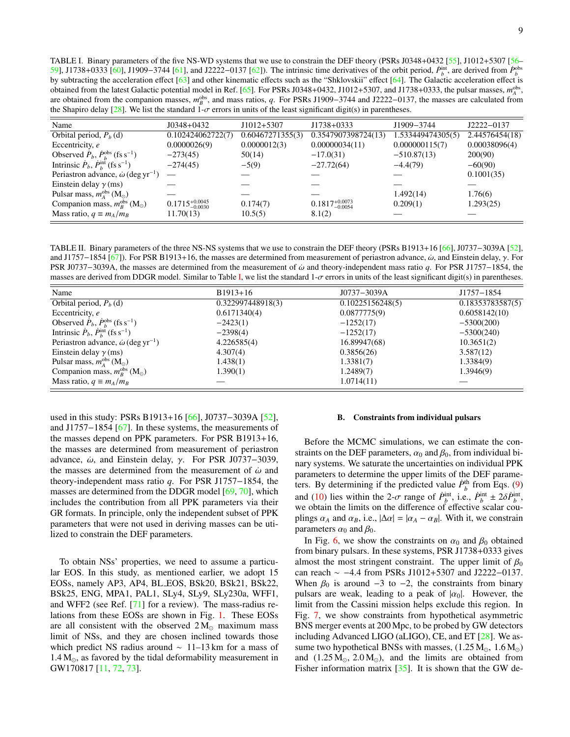TABLE I. Binary parameters of the five NS-WD systems that we use to constrain the DEF theory (PSRs J0348+0432 [55], J1012+5307 [56–59], J1738+0333 [60], J1909−3744 [61], and J2222−0137 [62]). The intrinsic time derivatives of the orbit period, $\dot{P}_b^{\rm int}$, are derived from $\dot{P}_b^{\rm obs}$ by subtracting the acceleration effect [63] and other kinematic effects such as the "Shklovskii" effect [64]. The Galactic acceleration effect is obtained from the latest Galactic potential model in Ref. [65]. For PSRs J0348+0432, J1012+5307, and J1738+0333, the pulsar masses, $m_A^{\rm obs}$, are obtained from the companion masses, $m_B^{\rm obs}$, and mass ratios, $q$. For PSRs J1909−3744 and J2222−0137, the masses are calculated from the Shapiro delay [28]. We list the standard 1-$\sigma$ errors in units of the least significant digit(s) in parentheses.

| Name | J0348+0432 | J1012+5307 | J1738+0333 | J1909−3744 | J2222−0137 |
|---|---|---|---|---|---|
| Orbital period, $P_b$ (d) | 0.102424062722(7) | 0.60467271355(3) | 0.3547907398724(13) | 1.533449474305(5) | 2.44576454(18) |
| Eccentricity, $e$ | 0.0000026(9) | 0.0000012(3) | 0.00000034(11) | 0.000000115(7) | 0.00038096(4) |
| Observed $\dot{P}_b$, $\dot{P}_b^{\rm obs}$ (fs s$^{-1}$) | −273(45) | 50(14) | −17.0(31) | −510.87(13) | 200(90) |
| Intrinsic $\dot{P}_b$, $\dot{P}_b^{\rm int}$ (fs s$^{-1}$) | −274(45) | −5(9) | −27.72(64) | −4.4(79) | −60(90) |
| Periastron advance, $\dot{\omega}$ (deg yr$^{-1}$) | — | — | — | — | 0.1001(35) |
| Einstein delay $\gamma$ (ms) | — | — | — | — | — |
| Pulsar mass, $m_A^{\rm obs}$ (M$_\odot$) | — | — | — | 1.492(14) | 1.76(6) |
| Companion mass, $m_B^{\rm obs}$ (M$_\odot$) | $0.1715^{+0.0045}_{-0.0030}$ | 0.174(7) | $0.1817^{+0.0073}_{-0.0054}$ | 0.209(1) | 1.293(25) |
| Mass ratio, $q \equiv m_A/m_B$ | 11.70(13) | 10.5(5) | 8.1(2) | — | — |

TABLE II. Binary parameters of the three NS-NS systems that we use to constrain the DEF theory (PSRs B1913+16 [66], J0737−3039A [52], and J1757−1854 [67]). For PSR B1913+16, the masses are determined from measurement of periastron advance, $\dot{\omega}$, and Einstein delay, $\gamma$. For PSR J0737−3039A, the masses are determined from the measurement of $\dot{\omega}$ and theory-independent mass ratio $q$. For PSR J1757−1854, the masses are derived from DDGR model. Similar to Table I, we list the standard 1-$\sigma$ errors in units of the least significant digit(s) in parentheses.

| Name | B1913+16 | J0737−3039A | J1757−1854 |
|---|---|---|---|
| Orbital period, $P_b$ (d) | 0.322997448918(3) | 0.10225156248(5) | 0.18353783587(5) |
| Eccentricity, $e$ | 0.6171340(4) | 0.0877775(9) | 0.6058142(10) |
| Observed $\dot{P}_b$, $\dot{P}_b^{\rm obs}$ (fs s$^{-1}$) | −2423(1) | −1252(17) | −5300(200) |
| Intrinsic $\dot{P}_b$, $\dot{P}_b^{\rm int}$ (fs s$^{-1}$) | −2398(4) | −1252(17) | −5300(240) |
| Periastron advance, $\dot{\omega}$ (deg yr$^{-1}$) | 4.226585(4) | 16.89947(68) | 10.3651(2) |
| Einstein delay $\gamma$ (ms) | 4.307(4) | 0.3856(26) | 3.587(12) |
| Pulsar mass, $m_A^{\rm obs}$ (M$_\odot$) | 1.438(1) | 1.3381(7) | 1.3384(9) |
| Companion mass, $m_B^{\rm obs}$ (M$_\odot$) | 1.390(1) | 1.2489(7) | 1.3946(9) |
| Mass ratio, $q \equiv m_A/m_B$ | — | 1.0714(11) | — |

used in this study: PSRs B1913+16 [66], J0737−3039A [52], and J1757−1854 [67]. In these systems, the measurements of the masses depend on PPK parameters. For PSR B1913+16, the masses are determined from measurement of periastron advance, $\dot{\omega}$, and Einstein delay, $\gamma$. For PSR J0737−3039, the masses are determined from the measurement of $\dot{\omega}$ and theory-independent mass ratio $q$. For PSR J1757−1854, the masses are determined from the DDGR model [69, 70], which includes the contribution from all PPK parameters via their GR formats. In principle, only the independent subset of PPK parameters that were not used in deriving masses can be utilized to constrain the DEF parameters.

To obtain NSs' properties, we need to assume a particular EOS. In this study, as mentioned earlier, we adopt 15 EOSs, namely AP3, AP4, BL_EOS, BSk20, BSk21, BSk22, BSk25, ENG, MPA1, PAL1, SLy4, SLy9, SLy230a, WFF1, and WFF2 (see Ref. [71] for a review). The mass-radius relations from these EOSs are shown in Fig. 1. These EOSs are all consistent with the observed 2 M$_\odot$ maximum mass limit of NSs, and they are chosen inclined towards those which predict NS radius around $\sim$ 11–13 km for a mass of 1.4 M$_\odot$, as favored by the tidal deformability measurement in GW170817 [11, 72, 73].

### B. Constraints from individual pulsars

Before the MCMC simulations, we can estimate the constraints on the DEF parameters, $\alpha_0$ and $\beta_0$, from individual binary systems. We saturate the uncertainties on individual PPK parameters to determine the upper limits of the DEF parameters. By determining if the predicted value $\dot{P}_b^{\rm th}$ from Eqs. (9) and (10) lies within the 2-$\sigma$ range of $\dot{P}_b^{\rm int}$, i.e., $\dot{P}_b^{\rm int} \pm 2\delta\dot{P}_b^{\rm int}$, we obtain the limits on the difference of effective scalar couplings $\alpha_A$ and $\alpha_B$, i.e., $|\Delta\alpha| = |\alpha_A - \alpha_B|$. With it, we constrain parameters $\alpha_0$ and $\beta_0$.

In Fig. 6, we show the constraints on $\alpha_0$ and $\beta_0$ obtained from binary pulsars. In these systems, PSR J1738+0333 gives almost the most stringent constraint. The upper limit of $\beta_0$ can reach $\sim -4.4$ from PSRs J1012+5307 and J2222−0137. When $\beta_0$ is around $-3$ to $-2$, the constraints from binary pulsars are weak, leading to a peak of $|\alpha_0|$. However, the limit from the Cassini mission helps exclude this region. In Fig. 7, we show constraints from hypothetical asymmetric BNS merger events at 200 Mpc, to be probed by GW detectors including Advanced LIGO (aLIGO), CE, and ET [28]. We assume two hypothetical BNSs with masses, (1.25 M$_\odot$, 1.6 M$_\odot$) and (1.25 M$_\odot$, 2.0 M$_\odot$), and the limits are obtained from Fisher information matrix [35]. It is shown that the GW de-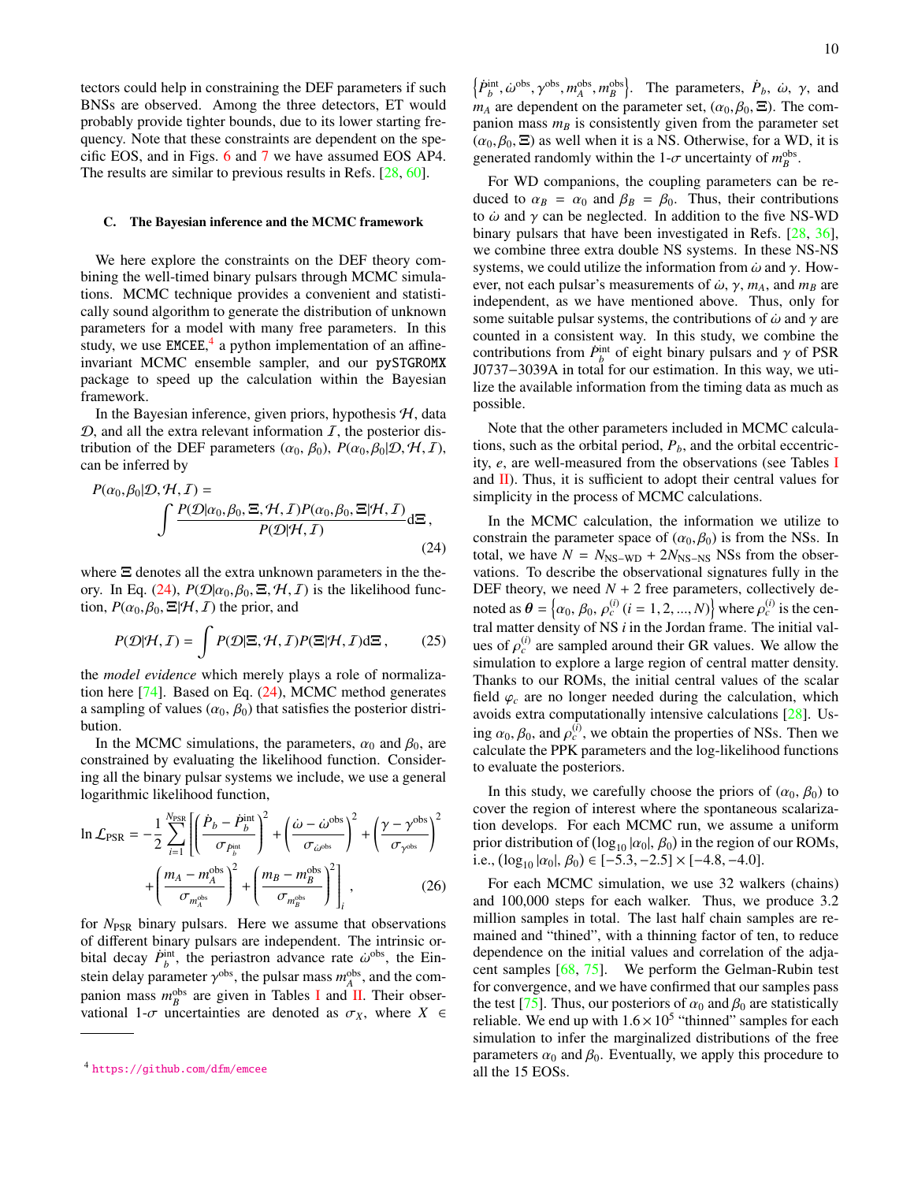tectors could help in constraining the DEF parameters if such BNSs are observed. Among the three detectors, ET would probably provide tighter bounds, due to its lower starting frequency. Note that these constraints are dependent on the specific EOS, and in Figs. 6 and 7 we have assumed EOS AP4. The results are similar to previous results in Refs. [28, 60].

### C. The Bayesian inference and the MCMC framework

We here explore the constraints on the DEF theory combining the well-timed binary pulsars through MCMC simulations. MCMC technique provides a convenient and statistically sound algorithm to generate the distribution of unknown parameters for a model with many free parameters. In this study, we use `EMCEE`,[4] a python implementation of an affine-invariant MCMC ensemble sampler, and our `pySTGROMX` package to speed up the calculation within the Bayesian framework.

In the Bayesian inference, given priors, hypothesis $\mathcal{H}$, data $\mathcal{D}$, and all the extra relevant information $\mathcal{I}$, the posterior distribution of the DEF parameters ($\alpha_0$, $\beta_0$), $P(\alpha_0, \beta_0|\mathcal{D}, \mathcal{H}, \mathcal{I})$, can be inferred by

$$P(\alpha_0, \beta_0|\mathcal{D}, \mathcal{H}, \mathcal{I}) = \int \frac{P(\mathcal{D}|\alpha_0, \beta_0, \Xi, \mathcal{H}, \mathcal{I}) P(\alpha_0, \beta_0, \Xi|\mathcal{H}, \mathcal{I})}{P(\mathcal{D}|\mathcal{H}, \mathcal{I})} \mathrm{d}\Xi \,, \tag{24}$$

where $\Xi$ denotes all the extra unknown parameters in the theory. In Eq. (24), $P(\mathcal{D}|\alpha_0, \beta_0, \Xi, \mathcal{H}, \mathcal{I})$ is the likelihood function, $P(\alpha_0, \beta_0, \Xi|\mathcal{H}, \mathcal{I})$ the prior, and

$$P(\mathcal{D}|\mathcal{H}, \mathcal{I}) = \int P(\mathcal{D}|\Xi, \mathcal{H}, \mathcal{I}) P(\Xi|\mathcal{H}, \mathcal{I}) \mathrm{d}\Xi \,, \tag{25}$$

the *model evidence* which merely plays a role of normalization here [74]. Based on Eq. (24), MCMC method generates a sampling of values ($\alpha_0$, $\beta_0$) that satisfies the posterior distribution.

In the MCMC simulations, the parameters, $\alpha_0$ and $\beta_0$, are constrained by evaluating the likelihood function. Considering all the binary pulsar systems we include, we use a general logarithmic likelihood function,

$$\ln \mathcal{L}_{\rm PSR} = -\frac{1}{2} \sum_{i=1}^{N_{\rm PSR}} \left[ \left( \frac{\dot{P}_b - \dot{P}_b^{\rm int}}{\sigma_{\dot{P}_b^{\rm int}}} \right)^2 + \left( \frac{\dot{\omega} - \dot{\omega}^{\rm obs}}{\sigma_{\dot{\omega}^{\rm obs}}} \right)^2 + \left( \frac{\gamma - \gamma^{\rm obs}}{\sigma_{\gamma^{\rm obs}}} \right)^2 + \left( \frac{m_A - m_A^{\rm obs}}{\sigma_{m_A^{\rm obs}}} \right)^2 + \left( \frac{m_B - m_B^{\rm obs}}{\sigma_{m_B^{\rm obs}}} \right)^2 \right]_i \,, \tag{26}$$

for $N_{\rm PSR}$ binary pulsars. Here we assume that observations of different binary pulsars are independent. The intrinsic orbital decay $\dot{P}_b^{\rm int}$, the periastron advance rate $\dot{\omega}^{\rm obs}$, the Einstein delay parameter $\gamma^{\rm obs}$, the pulsar mass $m_A^{\rm obs}$, and the companion mass $m_B^{\rm obs}$ are given in Tables I and II. Their observational 1-$\sigma$ uncertainties are denoted as $\sigma_X$, where $X \in \left\{\dot{P}_b^{\rm int}, \dot{\omega}^{\rm obs}, \gamma^{\rm obs}, m_A^{\rm obs}, m_B^{\rm obs}\right\}$. The parameters, $\dot{P}_b$, $\dot{\omega}$, $\gamma$, and $m_A$ are dependent on the parameter set, $(\alpha_0, \beta_0, \Xi)$. The companion mass $m_B$ is consistently given from the parameter set $(\alpha_0, \beta_0, \Xi)$ as well when it is a NS. Otherwise, for a WD, it is generated randomly within the 1-$\sigma$ uncertainty of $m_B^{\rm obs}$.

For WD companions, the coupling parameters can be reduced to $\alpha_B = \alpha_0$ and $\beta_B = \beta_0$. Thus, their contributions to $\dot{\omega}$ and $\gamma$ can be neglected. In addition to the five NS-WD binary pulsars that have been investigated in Refs. [28, 36], we combine three extra double NS systems. In these NS-NS systems, we could utilize the information from $\dot{\omega}$ and $\gamma$. However, not each pulsar's measurements of $\dot{\omega}$, $\gamma$, $m_A$, and $m_B$ are independent, as we have mentioned above. Thus, only for some suitable pulsar systems, the contributions of $\dot{\omega}$ and $\gamma$ are counted in a consistent way. In this study, we combine the contributions from $\dot{P}_b^{\rm int}$ of eight binary pulsars and $\gamma$ of PSR J0737−3039A in total for our estimation. In this way, we utilize the available information from the timing data as much as possible.

Note that the other parameters included in MCMC calculations, such as the orbital period, $P_b$, and the orbital eccentricity, $e$, are well-measured from the observations (see Tables I and II). Thus, it is sufficient to adopt their central values for simplicity in the process of MCMC calculations.

In the MCMC calculation, the information we utilize to constrain the parameter space of $(\alpha_0, \beta_0)$ is from the NSs. In total, we have $N = N_{\rm NS-WD} + 2N_{\rm NS-NS}$ NSs from the observations. To describe the observational signatures fully in the DEF theory, we need $N + 2$ free parameters, collectively denoted as $\boldsymbol{\theta} = \left\{\alpha_0,\, \beta_0,\, \rho_c^{(i)}\ (i = 1, 2, ..., N)\right\}$ where $\rho_c^{(i)}$ is the central matter density of NS $i$ in the Jordan frame. The initial values of $\rho_c^{(i)}$ are sampled around their GR values. We allow the simulation to explore a large region of central matter density. Thanks to our ROMs, the initial central values of the scalar field $\varphi_c$ are no longer needed during the calculation, which avoids extra computationally intensive calculations [28]. Using $\alpha_0$, $\beta_0$, and $\rho_c^{(i)}$, we obtain the properties of NSs. Then we calculate the PPK parameters and the log-likelihood functions to evaluate the posteriors.

In this study, we carefully choose the priors of $(\alpha_0, \beta_0)$ to cover the region of interest where the spontaneous scalarization develops. For each MCMC run, we assume a uniform prior distribution of $(\log_{10}|\alpha_0|, \beta_0)$ in the region of our ROMs, i.e., $(\log_{10}|\alpha_0|, \beta_0) \in [-5.3, -2.5] \times [-4.8, -4.0]$.

For each MCMC simulation, we use 32 walkers (chains) and 100,000 steps for each walker. Thus, we produce 3.2 million samples in total. The last half chain samples are remained and "thined", with a thinning factor of ten, to reduce dependence on the initial values and correlation of the adjacent samples [68, 75]. We perform the Gelman-Rubin test for convergence, and we have confirmed that our samples pass the test [75]. Thus, our posteriors of $\alpha_0$ and $\beta_0$ are statistically reliable. We end up with $1.6 \times 10^5$ "thinned" samples for each simulation to infer the marginalized distributions of the free parameters $\alpha_0$ and $\beta_0$. Eventually, we apply this procedure to all the 15 EOSs.

[4] https://github.com/dfm/emcee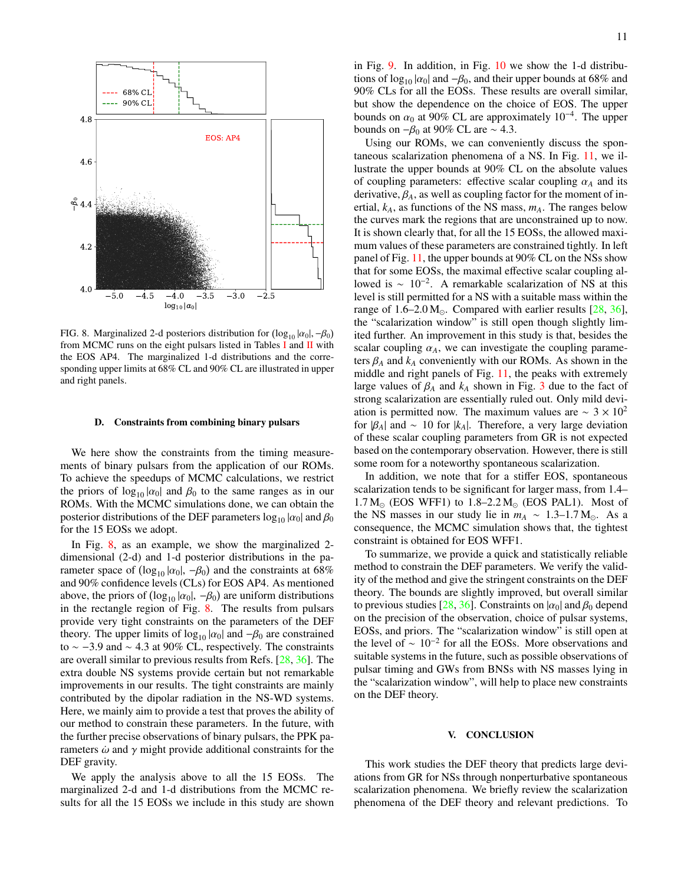FIG. 8. Marginalized 2-d posteriors distribution for ($\log_{10}|\alpha_0|$, $-\beta_0$) from MCMC runs on the eight pulsars listed in Tables I and II with the EOS AP4. The marginalized 1-d distributions and the corresponding upper limits at 68% CL and 90% CL are illustrated in upper and right panels.

### D. Constraints from combining binary pulsars

We here show the constraints from the timing measurements of binary pulsars from the application of our ROMs. To achieve the speedups of MCMC calculations, we restrict the priors of $\log_{10}|\alpha_0|$ and $\beta_0$ to the same ranges as in our ROMs. With the MCMC simulations done, we can obtain the posterior distributions of the DEF parameters $\log_{10}|\alpha_0|$ and $\beta_0$ for the 15 EOSs we adopt.

In Fig. 8, as an example, we show the marginalized 2-dimensional (2-d) and 1-d posterior distributions in the parameter space of ($\log_{10}|\alpha_0|$, $-\beta_0$) and the constraints at 68% and 90% confidence levels (CLs) for EOS AP4. As mentioned above, the priors of ($\log_{10}|\alpha_0|$, $-\beta_0$) are uniform distributions in the rectangle region of Fig. 8. The results from pulsars provide very tight constraints on the parameters of the DEF theory. The upper limits of $\log_{10}|\alpha_0|$ and $-\beta_0$ are constrained to $\sim -3.9$ and $\sim 4.3$ at 90% CL, respectively. The constraints are overall similar to previous results from Refs. [28, 36]. The extra double NS systems provide certain but not remarkable improvements in our results. The tight constraints are mainly contributed by the dipolar radiation in the NS-WD systems. Here, we mainly aim to provide a test that proves the ability of our method to constrain these parameters. In the future, with the further precise observations of binary pulsars, the PPK parameters $\dot{\omega}$ and $\gamma$ might provide additional constraints for the DEF gravity.

We apply the analysis above to all the 15 EOSs. The marginalized 2-d and 1-d distributions from the MCMC results for all the 15 EOSs we include in this study are shown in Fig. 9. In addition, in Fig. 10 we show the 1-d distributions of $\log_{10}|\alpha_0|$ and $-\beta_0$, and their upper bounds at 68% and 90% CLs for all the EOSs. These results are overall similar, but show the dependence on the choice of EOS. The upper bounds on $\alpha_0$ at 90% CL are approximately $10^{-4}$. The upper bounds on $-\beta_0$ at 90% CL are $\sim 4.3$.

Using our ROMs, we can conveniently discuss the spontaneous scalarization phenomena of a NS. In Fig. 11, we illustrate the upper bounds at 90% CL on the absolute values of coupling parameters: effective scalar coupling $\alpha_A$ and its derivative, $\beta_A$, as well as coupling factor for the moment of inertial, $k_A$, as functions of the NS mass, $m_A$. The ranges below the curves mark the regions that are unconstrained up to now. It is shown clearly that, for all the 15 EOSs, the allowed maximum values of these parameters are constrained tightly. In left panel of Fig. 11, the upper bounds at 90% CL on the NSs show that for some EOSs, the maximal effective scalar coupling allowed is $\sim 10^{-2}$. A remarkable scalarization of NS at this level is still permitted for a NS with a suitable mass within the range of 1.6–2.0 $\mathrm{M}_\odot$. Compared with earlier results [28, 36], the "scalarization window" is still open though slightly limited further. An improvement in this study is that, besides the scalar coupling $\alpha_A$, we can investigate the coupling parameters $\beta_A$ and $k_A$ conveniently with our ROMs. As shown in the middle and right panels of Fig. 11, the peaks with extremely large values of $\beta_A$ and $k_A$ shown in Fig. 3 due to the fact of strong scalarization are essentially ruled out. Only mild deviation is permitted now. The maximum values are $\sim 3 \times 10^2$ for $|\beta_A|$ and $\sim 10$ for $|k_A|$. Therefore, a very large deviation of these scalar coupling parameters from GR is not expected based on the contemporary observation. However, there is still some room for a noteworthy spontaneous scalarization.

In addition, we note that for a stiffer EOS, spontaneous scalarization tends to be significant for larger mass, from 1.4–1.7 $\mathrm{M}_\odot$ (EOS WFF1) to 1.8–2.2 $\mathrm{M}_\odot$ (EOS PAL1). Most of the NS masses in our study lie in $m_A \sim 1.3$–$1.7\,\mathrm{M}_\odot$. As a consequence, the MCMC simulation shows that, the tightest constraint is obtained for EOS WFF1.

To summarize, we provide a quick and statistically reliable method to constrain the DEF parameters. We verify the validity of the method and give the stringent constraints on the DEF theory. The bounds are slightly improved, but overall similar to previous studies [28, 36]. Constraints on $|\alpha_0|$ and $\beta_0$ depend on the precision of the observation, choice of pulsar systems, EOSs, and priors. The "scalarization window" is still open at the level of $\sim 10^{-2}$ for all the EOSs. More observations and suitable systems in the future, such as possible observations of pulsar timing and GWs from BNSs with NS masses lying in the "scalarization window", will help to place new constraints on the DEF theory.

## V. CONCLUSION

This work studies the DEF theory that predicts large deviations from GR for NSs through nonperturbative spontaneous scalarization phenomena. We briefly review the scalarization phenomena of the DEF theory and relevant predictions. To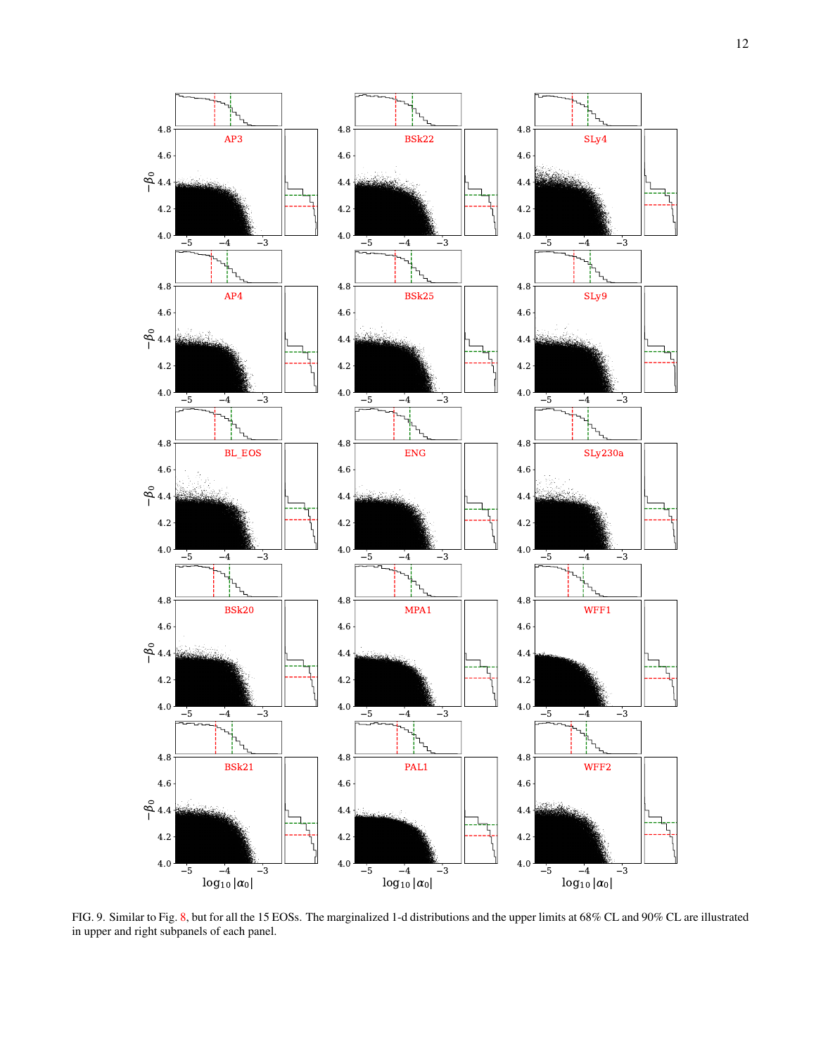FIG. 9. Similar to Fig. 8, but for all the 15 EOSs. The marginalized 1-d distributions and the upper limits at 68% CL and 90% CL are illustrated in upper and right subpanels of each panel.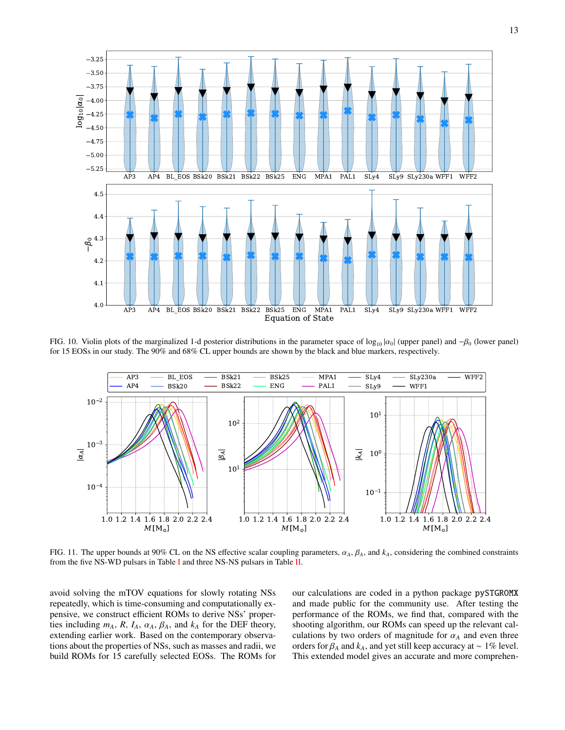FIG. 10. Violin plots of the marginalized 1-d posterior distributions in the parameter space of $\log_{10}|\alpha_0|$ (upper panel) and $-\beta_0$ (lower panel) for 15 EOSs in our study. The 90% and 68% CL upper bounds are shown by the black and blue markers, respectively.

FIG. 11. The upper bounds at 90% CL on the NS effective scalar coupling parameters, $\alpha_A$, $\beta_A$, and $k_A$, considering the combined constraints from the five NS-WD pulsars in Table I and three NS-NS pulsars in Table II.

avoid solving the mTOV equations for slowly rotating NSs repeatedly, which is time-consuming and computationally expensive, we construct efficient ROMs to derive NSs' properties including $m_A$, $R$, $I_A$, $\alpha_A$, $\beta_A$, and $k_A$ for the DEF theory, extending earlier work. Based on the contemporary observations about the properties of NSs, such as masses and radii, we build ROMs for 15 carefully selected EOSs. The ROMs for our calculations are coded in a python package `pySTGROMX` and made public for the community use. After testing the performance of the ROMs, we find that, compared with the shooting algorithm, our ROMs can speed up the relevant calculations by two orders of magnitude for $\alpha_A$ and even three orders for $\beta_A$ and $k_A$, and yet still keep accuracy at $\sim 1\%$ level. This extended model gives an accurate and more comprehen-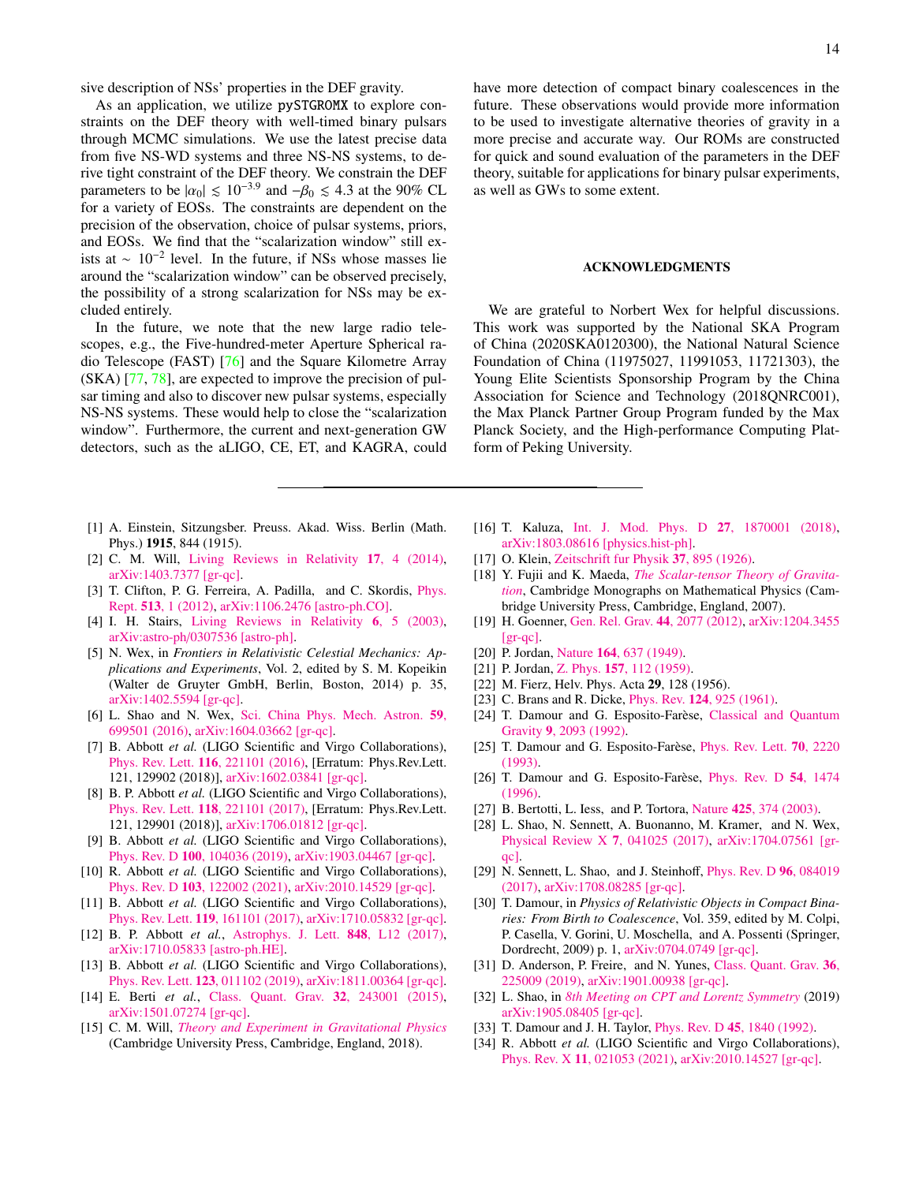sive description of NSs' properties in the DEF gravity.

As an application, we utilize pySTGROMX to explore constraints on the DEF theory with well-timed binary pulsars through MCMC simulations. We use the latest precise data from five NS-WD systems and three NS-NS systems, to derive tight constraint of the DEF theory. We constrain the DEF parameters to be $|\alpha_0| \lesssim 10^{-3.9}$ and $-\beta_0 \lesssim 4.3$ at the 90% CL for a variety of EOSs. The constraints are dependent on the precision of the observation, choice of pulsar systems, priors, and EOSs. We find that the "scalarization window" still exists at $\sim 10^{-2}$ level. In the future, if NSs whose masses lie around the "scalarization window" can be observed precisely, the possibility of a strong scalarization for NSs may be excluded entirely.

In the future, we note that the new large radio telescopes, e.g., the Five-hundred-meter Aperture Spherical radio Telescope (FAST) [76] and the Square Kilometre Array (SKA) [77, 78], are expected to improve the precision of pulsar timing and also to discover new pulsar systems, especially NS-NS systems. These would help to close the "scalarization window". Furthermore, the current and next-generation GW detectors, such as the aLIGO, CE, ET, and KAGRA, could have more detection of compact binary coalescences in the future. These observations would provide more information to be used to investigate alternative theories of gravity in a more precise and accurate way. Our ROMs are constructed for quick and sound evaluation of the parameters in the DEF theory, suitable for applications for binary pulsar experiments, as well as GWs to some extent.

## ACKNOWLEDGMENTS

We are grateful to Norbert Wex for helpful discussions. This work was supported by the National SKA Program of China (2020SKA0120300), the National Natural Science Foundation of China (11975027, 11991053, 11721303), the Young Elite Scientists Sponsorship Program by the China Association for Science and Technology (2018QNRC001), the Max Planck Partner Group Program funded by the Max Planck Society, and the High-performance Computing Platform of Peking University.

---

[1] A. Einstein, Sitzungsber. Preuss. Akad. Wiss. Berlin (Math. Phys.) **1915**, 844 (1915).

[2] C. M. Will, Living Reviews in Relativity **17**, 4 (2014), arXiv:1403.7377 [gr-qc].

[3] T. Clifton, P. G. Ferreira, A. Padilla, and C. Skordis, Phys. Rept. **513**, 1 (2012), arXiv:1106.2476 [astro-ph.CO].

[4] I. H. Stairs, Living Reviews in Relativity **6**, 5 (2003), arXiv:astro-ph/0307536 [astro-ph].

[5] N. Wex, in *Frontiers in Relativistic Celestial Mechanics: Applications and Experiments*, Vol. 2, edited by S. M. Kopeikin (Walter de Gruyter GmbH, Berlin, Boston, 2014) p. 35, arXiv:1402.5594 [gr-qc].

[6] L. Shao and N. Wex, Sci. China Phys. Mech. Astron. **59**, 699501 (2016), arXiv:1604.03662 [gr-qc].

[7] B. Abbott *et al.* (LIGO Scientific and Virgo Collaborations), Phys. Rev. Lett. **116**, 221101 (2016), [Erratum: Phys.Rev.Lett. 121, 129902 (2018)], arXiv:1602.03841 [gr-qc].

[8] B. P. Abbott *et al.* (LIGO Scientific and Virgo Collaborations), Phys. Rev. Lett. **118**, 221101 (2017), [Erratum: Phys.Rev.Lett. 121, 129901 (2018)], arXiv:1706.01812 [gr-qc].

[9] B. Abbott *et al.* (LIGO Scientific and Virgo Collaborations), Phys. Rev. D **100**, 104036 (2019), arXiv:1903.04467 [gr-qc].

[10] R. Abbott *et al.* (LIGO Scientific and Virgo Collaborations), Phys. Rev. D **103**, 122002 (2021), arXiv:2010.14529 [gr-qc].

[11] B. Abbott *et al.* (LIGO Scientific and Virgo Collaborations), Phys. Rev. Lett. **119**, 161101 (2017), arXiv:1710.05832 [gr-qc].

[12] B. P. Abbott *et al.*, Astrophys. J. Lett. **848**, L12 (2017), arXiv:1710.05833 [astro-ph.HE].

[13] B. Abbott *et al.* (LIGO Scientific and Virgo Collaborations), Phys. Rev. Lett. **123**, 011102 (2019), arXiv:1811.00364 [gr-qc].

[14] E. Berti *et al.*, Class. Quant. Grav. **32**, 243001 (2015), arXiv:1501.07274 [gr-qc].

[15] C. M. Will, *Theory and Experiment in Gravitational Physics* (Cambridge University Press, Cambridge, England, 2018).

[16] T. Kaluza, Int. J. Mod. Phys. D **27**, 1870001 (2018), arXiv:1803.08616 [physics.hist-ph].

[17] O. Klein, Zeitschrift fur Physik **37**, 895 (1926).

[18] Y. Fujii and K. Maeda, *The Scalar-tensor Theory of Gravitation*, Cambridge Monographs on Mathematical Physics (Cambridge University Press, Cambridge, England, 2007).

[19] H. Goenner, Gen. Rel. Grav. **44**, 2077 (2012), arXiv:1204.3455 [gr-qc].

[20] P. Jordan, Nature **164**, 637 (1949).

[21] P. Jordan, Z. Phys. **157**, 112 (1959).

[22] M. Fierz, Helv. Phys. Acta **29**, 128 (1956).

[23] C. Brans and R. Dicke, Phys. Rev. **124**, 925 (1961).

[24] T. Damour and G. Esposito-Farèse, Classical and Quantum Gravity **9**, 2093 (1992).

[25] T. Damour and G. Esposito-Farèse, Phys. Rev. Lett. **70**, 2220 (1993).

[26] T. Damour and G. Esposito-Farèse, Phys. Rev. D **54**, 1474 (1996).

[27] B. Bertotti, L. Iess, and P. Tortora, Nature **425**, 374 (2003).

[28] L. Shao, N. Sennett, A. Buonanno, M. Kramer, and N. Wex, Physical Review X **7**, 041025 (2017), arXiv:1704.07561 [gr-qc].

[29] N. Sennett, L. Shao, and J. Steinhoff, Phys. Rev. D **96**, 084019 (2017), arXiv:1708.08285 [gr-qc].

[30] T. Damour, in *Physics of Relativistic Objects in Compact Binaries: From Birth to Coalescence*, Vol. 359, edited by M. Colpi, P. Casella, V. Gorini, U. Moschella, and A. Possenti (Springer, Dordrecht, 2009) p. 1, arXiv:0704.0749 [gr-qc].

[31] D. Anderson, P. Freire, and N. Yunes, Class. Quant. Grav. **36**, 225009 (2019), arXiv:1901.00938 [gr-qc].

[32] L. Shao, in *8th Meeting on CPT and Lorentz Symmetry* (2019) arXiv:1905.08405 [gr-qc].

[33] T. Damour and J. H. Taylor, Phys. Rev. D **45**, 1840 (1992).

[34] R. Abbott *et al.* (LIGO Scientific and Virgo Collaborations), Phys. Rev. X **11**, 021053 (2021), arXiv:2010.14527 [gr-qc].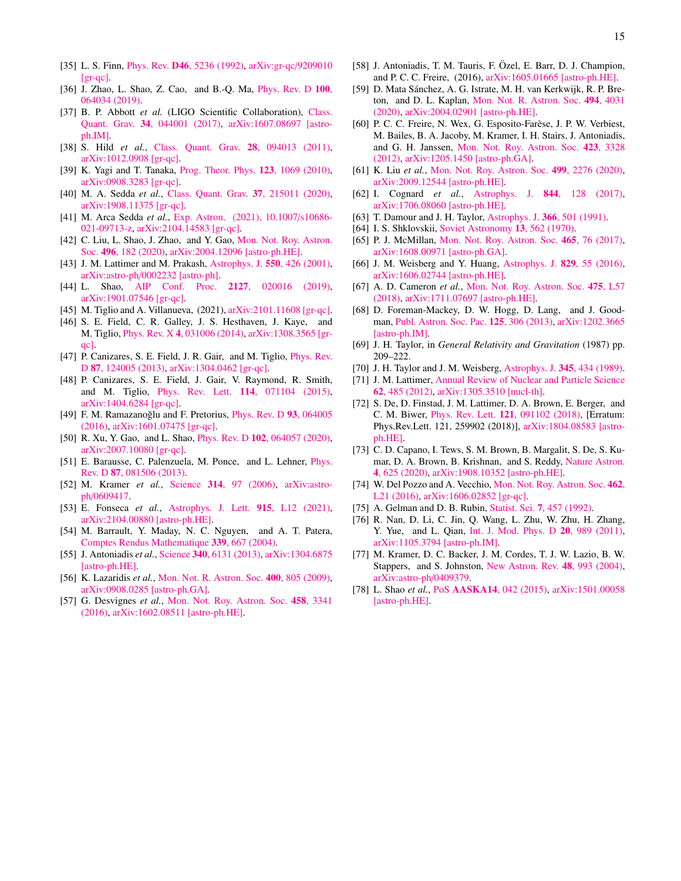[35] L. S. Finn, Phys. Rev. **D46**, 5236 (1992), arXiv:gr-qc/9209010 [gr-qc].

[36] J. Zhao, L. Shao, Z. Cao, and B.-Q. Ma, Phys. Rev. D **100**, 064034 (2019).

[37] B. P. Abbott *et al.* (LIGO Scientific Collaboration), Class. Quant. Grav. **34**, 044001 (2017), arXiv:1607.08697 [astro-ph.IM].

[38] S. Hild *et al.*, Class. Quant. Grav. **28**, 094013 (2011), arXiv:1012.0908 [gr-qc].

[39] K. Yagi and T. Tanaka, Prog. Theor. Phys. **123**, 1069 (2010), arXiv:0908.3283 [gr-qc].

[40] M. A. Sedda *et al.*, Class. Quant. Grav. **37**, 215011 (2020), arXiv:1908.11375 [gr-qc].

[41] M. Arca Sedda *et al.*, Exp. Astron. (2021), 10.1007/s10686-021-09713-z, arXiv:2104.14583 [gr-qc].

[42] C. Liu, L. Shao, J. Zhao, and Y. Gao, Mon. Not. Roy. Astron. Soc. **496**, 182 (2020), arXiv:2004.12096 [astro-ph.HE].

[43] J. M. Lattimer and M. Prakash, Astrophys. J. **550**, 426 (2001), arXiv:astro-ph/0002232 [astro-ph].

[44] L. Shao, AIP Conf. Proc. **2127**, 020016 (2019), arXiv:1901.07546 [gr-qc].

[45] M. Tiglio and A. Villanueva, (2021), arXiv:2101.11608 [gr-qc].

[46] S. E. Field, C. R. Galley, J. S. Hesthaven, J. Kaye, and M. Tiglio, Phys. Rev. X **4**, 031006 (2014), arXiv:1308.3565 [gr-qc].

[47] P. Canizares, S. E. Field, J. R. Gair, and M. Tiglio, Phys. Rev. D **87**, 124005 (2013), arXiv:1304.0462 [gr-qc].

[48] P. Canizares, S. E. Field, J. Gair, V. Raymond, R. Smith, and M. Tiglio, Phys. Rev. Lett. **114**, 071104 (2015), arXiv:1404.6284 [gr-qc].

[49] F. M. Ramazanoğlu and F. Pretorius, Phys. Rev. D **93**, 064005 (2016), arXiv:1601.07475 [gr-qc].

[50] R. Xu, Y. Gao, and L. Shao, Phys. Rev. D **102**, 064057 (2020), arXiv:2007.10080 [gr-qc].

[51] E. Barausse, C. Palenzuela, M. Ponce, and L. Lehner, Phys. Rev. D **87**, 081506 (2013).

[52] M. Kramer *et al.*, Science **314**, 97 (2006), arXiv:astro-ph/0609417.

[53] E. Fonseca *et al.*, Astrophys. J. Lett. **915**, L12 (2021), arXiv:2104.00880 [astro-ph.HE].

[54] M. Barrault, Y. Maday, N. C. Nguyen, and A. T. Patera, Comptes Rendus Mathematique **339**, 667 (2004).

[55] J. Antoniadis *et al.*, Science **340**, 6131 (2013), arXiv:1304.6875 [astro-ph.HE].

[56] K. Lazaridis *et al.*, Mon. Not. R. Astron. Soc. **400**, 805 (2009), arXiv:0908.0285 [astro-ph.GA].

[57] G. Desvignes *et al.*, Mon. Not. Roy. Astron. Soc. **458**, 3341 (2016), arXiv:1602.08511 [astro-ph.HE].

[58] J. Antoniadis, T. M. Tauris, F. Özel, E. Barr, D. J. Champion, and P. C. C. Freire, (2016), arXiv:1605.01665 [astro-ph.HE].

[59] D. Mata Sánchez, A. G. Istrate, M. H. van Kerkwijk, R. P. Breton, and D. L. Kaplan, Mon. Not. R. Astron. Soc. **494**, 4031 (2020), arXiv:2004.02901 [astro-ph.HE].

[60] P. C. C. Freire, N. Wex, G. Esposito-Farèse, J. P. W. Verbiest, M. Bailes, B. A. Jacoby, M. Kramer, I. H. Stairs, J. Antoniadis, and G. H. Janssen, Mon. Not. Roy. Astron. Soc. **423**, 3328 (2012), arXiv:1205.1450 [astro-ph.GA].

[61] K. Liu *et al.*, Mon. Not. Roy. Astron. Soc. **499**, 2276 (2020), arXiv:2009.12544 [astro-ph.HE].

[62] I. Cognard *et al.*, Astrophys. J. **844**, 128 (2017), arXiv:1706.08060 [astro-ph.HE].

[63] T. Damour and J. H. Taylor, Astrophys. J. **366**, 501 (1991).

[64] I. S. Shklovskii, Soviet Astronomy **13**, 562 (1970).

[65] P. J. McMillan, Mon. Not. Roy. Astron. Soc. **465**, 76 (2017), arXiv:1608.00971 [astro-ph.GA].

[66] J. M. Weisberg and Y. Huang, Astrophys. J. **829**, 55 (2016), arXiv:1606.02744 [astro-ph.HE].

[67] A. D. Cameron *et al.*, Mon. Not. Roy. Astron. Soc. **475**, L57 (2018), arXiv:1711.07697 [astro-ph.HE].

[68] D. Foreman-Mackey, D. W. Hogg, D. Lang, and J. Goodman, Publ. Astron. Soc. Pac. **125**, 306 (2013), arXiv:1202.3665 [astro-ph.IM].

[69] J. H. Taylor, in *General Relativity and Gravitation* (1987) pp. 209–222.

[70] J. H. Taylor and J. M. Weisberg, Astrophys. J. **345**, 434 (1989).

[71] J. M. Lattimer, Annual Review of Nuclear and Particle Science **62**, 485 (2012), arXiv:1305.3510 [nucl-th].

[72] S. De, D. Finstad, J. M. Lattimer, D. A. Brown, E. Berger, and C. M. Biwer, Phys. Rev. Lett. **121**, 091102 (2018), [Erratum: Phys.Rev.Lett. 121, 259902 (2018)], arXiv:1804.08583 [astro-ph.HE].

[73] C. D. Capano, I. Tews, S. M. Brown, B. Margalit, S. De, S. Kumar, D. A. Brown, B. Krishnan, and S. Reddy, Nature Astron. **4**, 625 (2020), arXiv:1908.10352 [astro-ph.HE].

[74] W. Del Pozzo and A. Vecchio, Mon. Not. Roy. Astron. Soc. **462**, L21 (2016), arXiv:1606.02852 [gr-qc].

[75] A. Gelman and D. B. Rubin, Statist. Sci. **7**, 457 (1992).

[76] R. Nan, D. Li, C. Jin, Q. Wang, L. Zhu, W. Zhu, H. Zhang, Y. Yue, and L. Qian, Int. J. Mod. Phys. D **20**, 989 (2011), arXiv:1105.3794 [astro-ph.IM].

[77] M. Kramer, D. C. Backer, J. M. Cordes, T. J. W. Lazio, B. W. Stappers, and S. Johnston, New Astron. Rev. **48**, 993 (2004), arXiv:astro-ph/0409379.

[78] L. Shao *et al.*, PoS **AASKA14**, 042 (2015), arXiv:1501.00058 [astro-ph.HE].